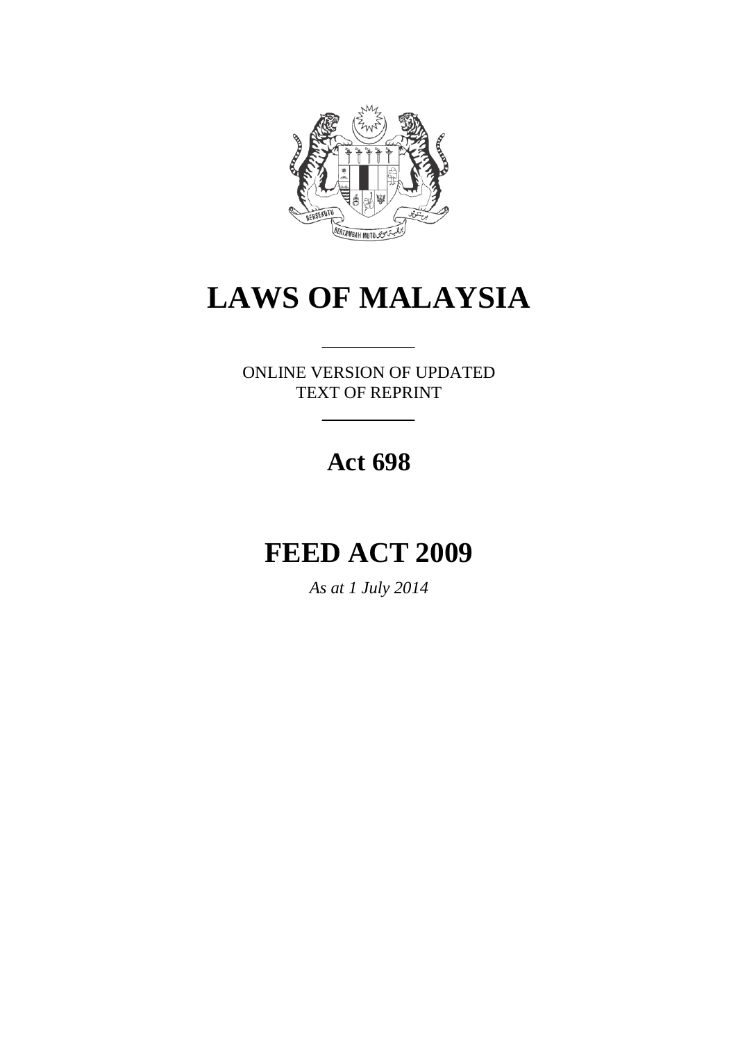# LAWS OF MALAYSIA

ONLINE VERSION OF UPDATED
TEXT OF REPRINT

## Act 698

# FEED ACT 2009

*As at 1 July 2014*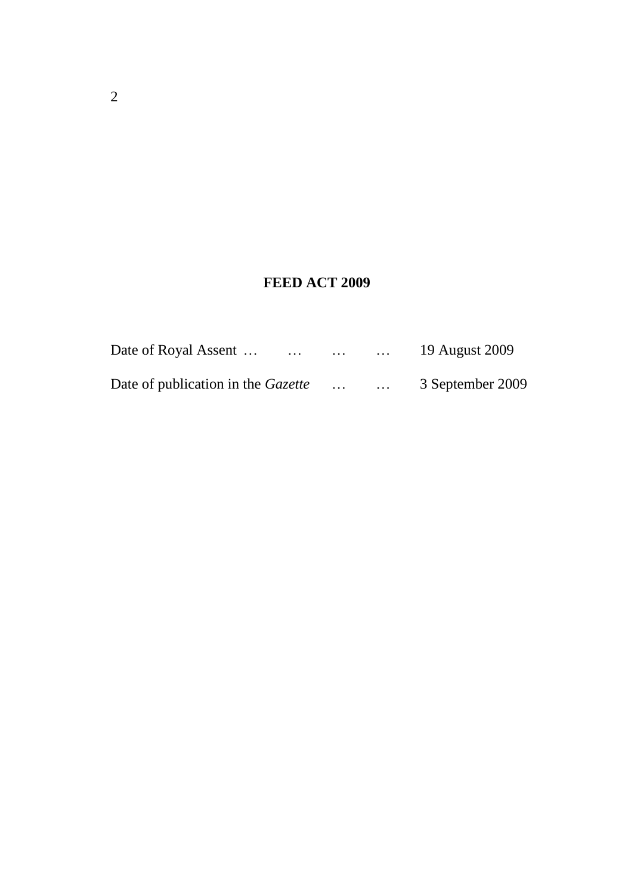**FEED ACT 2009**

Date of Royal Assent … … … … 19 August 2009

Date of publication in the *Gazette* … … 3 September 2009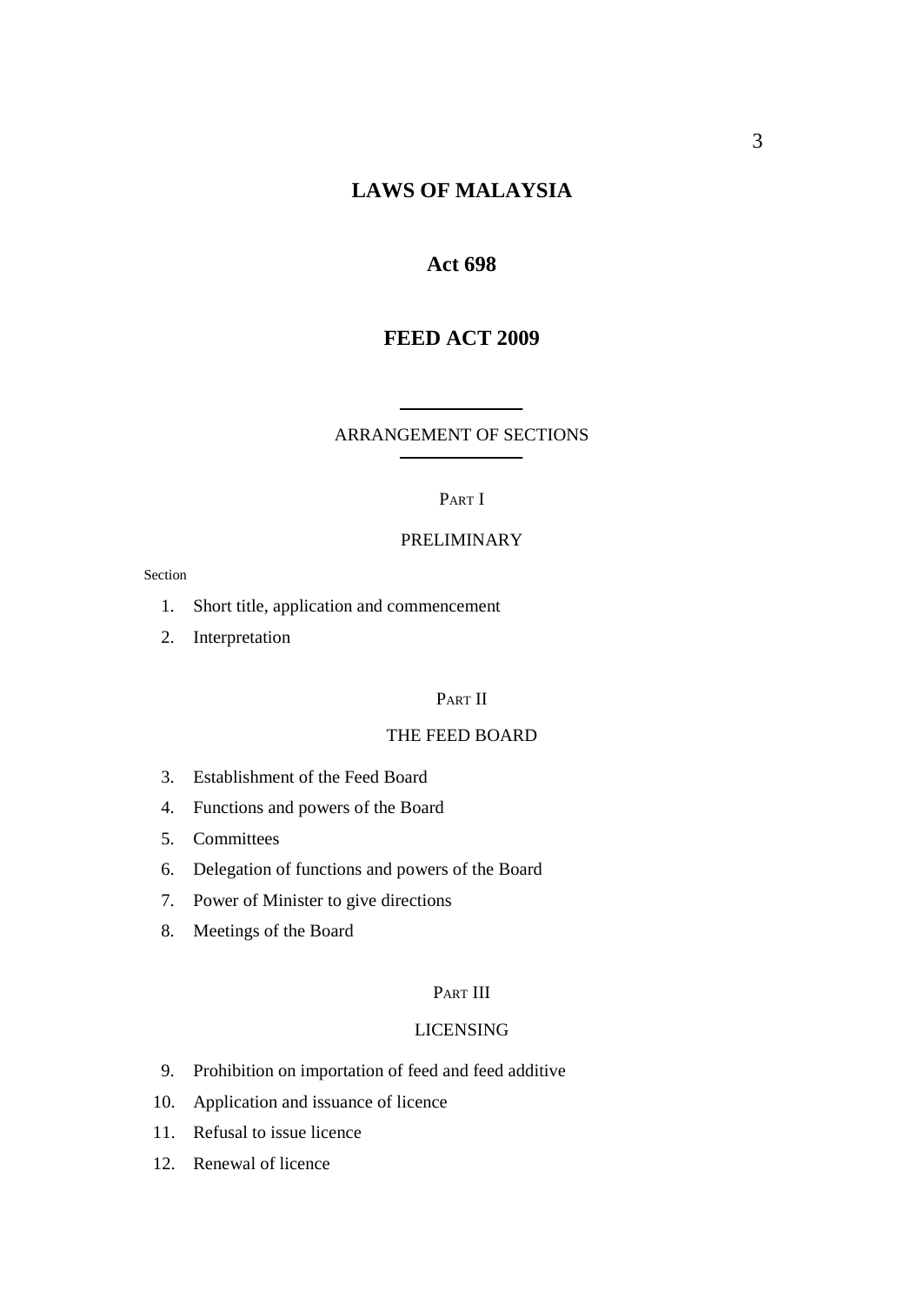# LAWS OF MALAYSIA

## Act 698

## FEED ACT 2009

ARRANGEMENT OF SECTIONS

PART I

PRELIMINARY

Section

1. Short title, application and commencement
2. Interpretation

PART II

THE FEED BOARD

3. Establishment of the Feed Board
4. Functions and powers of the Board
5. Committees
6. Delegation of functions and powers of the Board
7. Power of Minister to give directions
8. Meetings of the Board

PART III

LICENSING

9. Prohibition on importation of feed and feed additive
10. Application and issuance of licence
11. Refusal to issue licence
12. Renewal of licence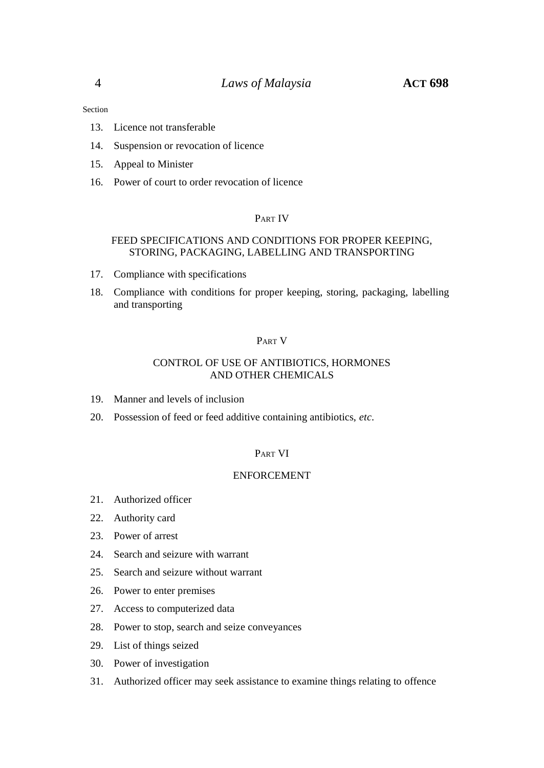Section

13. Licence not transferable
14. Suspension or revocation of licence
15. Appeal to Minister
16. Power of court to order revocation of licence

## Part IV

## FEED SPECIFICATIONS AND CONDITIONS FOR PROPER KEEPING, STORING, PACKAGING, LABELLING AND TRANSPORTING

17. Compliance with specifications
18. Compliance with conditions for proper keeping, storing, packaging, labelling and transporting

## Part V

## CONTROL OF USE OF ANTIBIOTICS, HORMONES AND OTHER CHEMICALS

19. Manner and levels of inclusion
20. Possession of feed or feed additive containing antibiotics, *etc*.

## Part VI

## ENFORCEMENT

21. Authorized officer
22. Authority card
23. Power of arrest
24. Search and seizure with warrant
25. Search and seizure without warrant
26. Power to enter premises
27. Access to computerized data
28. Power to stop, search and seize conveyances
29. List of things seized
30. Power of investigation
31. Authorized officer may seek assistance to examine things relating to offence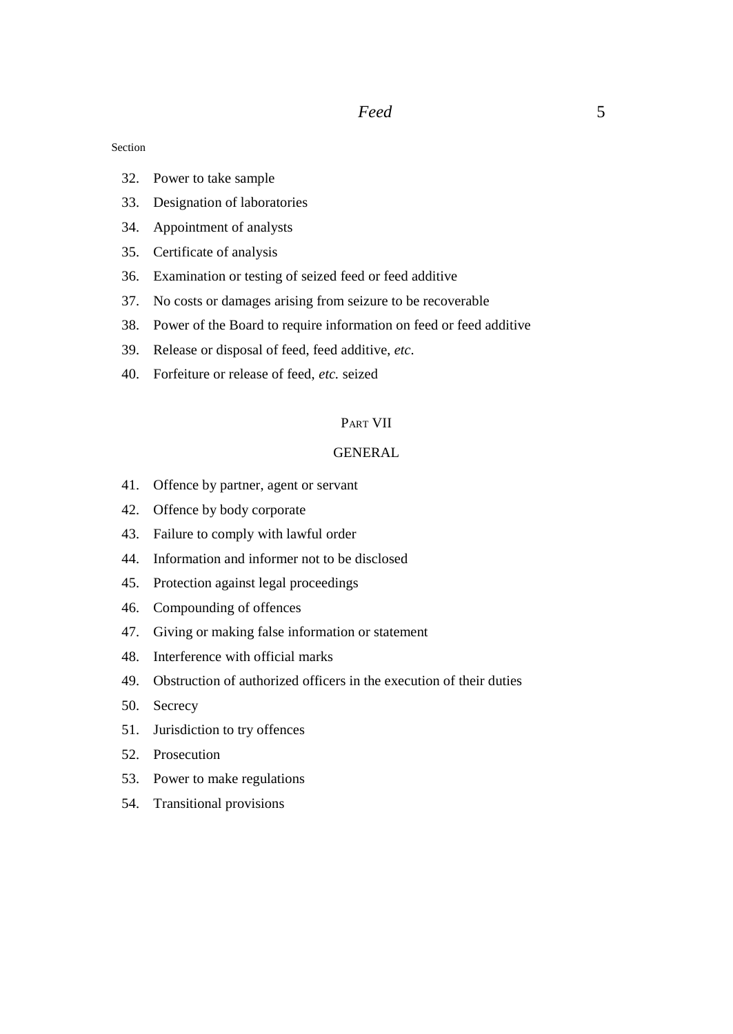Section

32. Power to take sample
33. Designation of laboratories
34. Appointment of analysts
35. Certificate of analysis
36. Examination or testing of seized feed or feed additive
37. No costs or damages arising from seizure to be recoverable
38. Power of the Board to require information on feed or feed additive
39. Release or disposal of feed, feed additive, *etc*.
40. Forfeiture or release of feed, *etc.* seized

## PART VII

## GENERAL

41. Offence by partner, agent or servant
42. Offence by body corporate
43. Failure to comply with lawful order
44. Information and informer not to be disclosed
45. Protection against legal proceedings
46. Compounding of offences
47. Giving or making false information or statement
48. Interference with official marks
49. Obstruction of authorized officers in the execution of their duties
50. Secrecy
51. Jurisdiction to try offences
52. Prosecution
53. Power to make regulations
54. Transitional provisions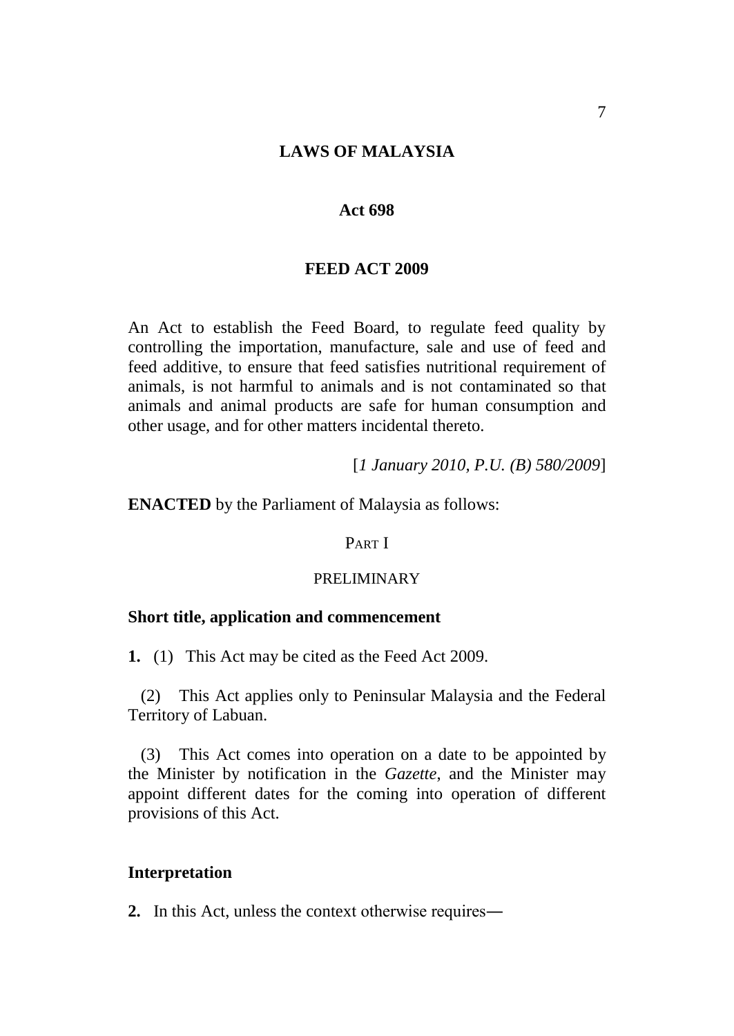# LAWS OF MALAYSIA

## Act 698

## FEED ACT 2009

An Act to establish the Feed Board, to regulate feed quality by controlling the importation, manufacture, sale and use of feed and feed additive, to ensure that feed satisfies nutritional requirement of animals, is not harmful to animals and is not contaminated so that animals and animal products are safe for human consumption and other usage, and for other matters incidental thereto.

[*1 January 2010, P.U. (B) 580/2009*]

**ENACTED** by the Parliament of Malaysia as follows:

PART I

PRELIMINARY

### Short title, application and commencement

**1.** (1) This Act may be cited as the Feed Act 2009.

(2) This Act applies only to Peninsular Malaysia and the Federal Territory of Labuan.

(3) This Act comes into operation on a date to be appointed by the Minister by notification in the *Gazette*, and the Minister may appoint different dates for the coming into operation of different provisions of this Act.

### Interpretation

**2.** In this Act, unless the context otherwise requires—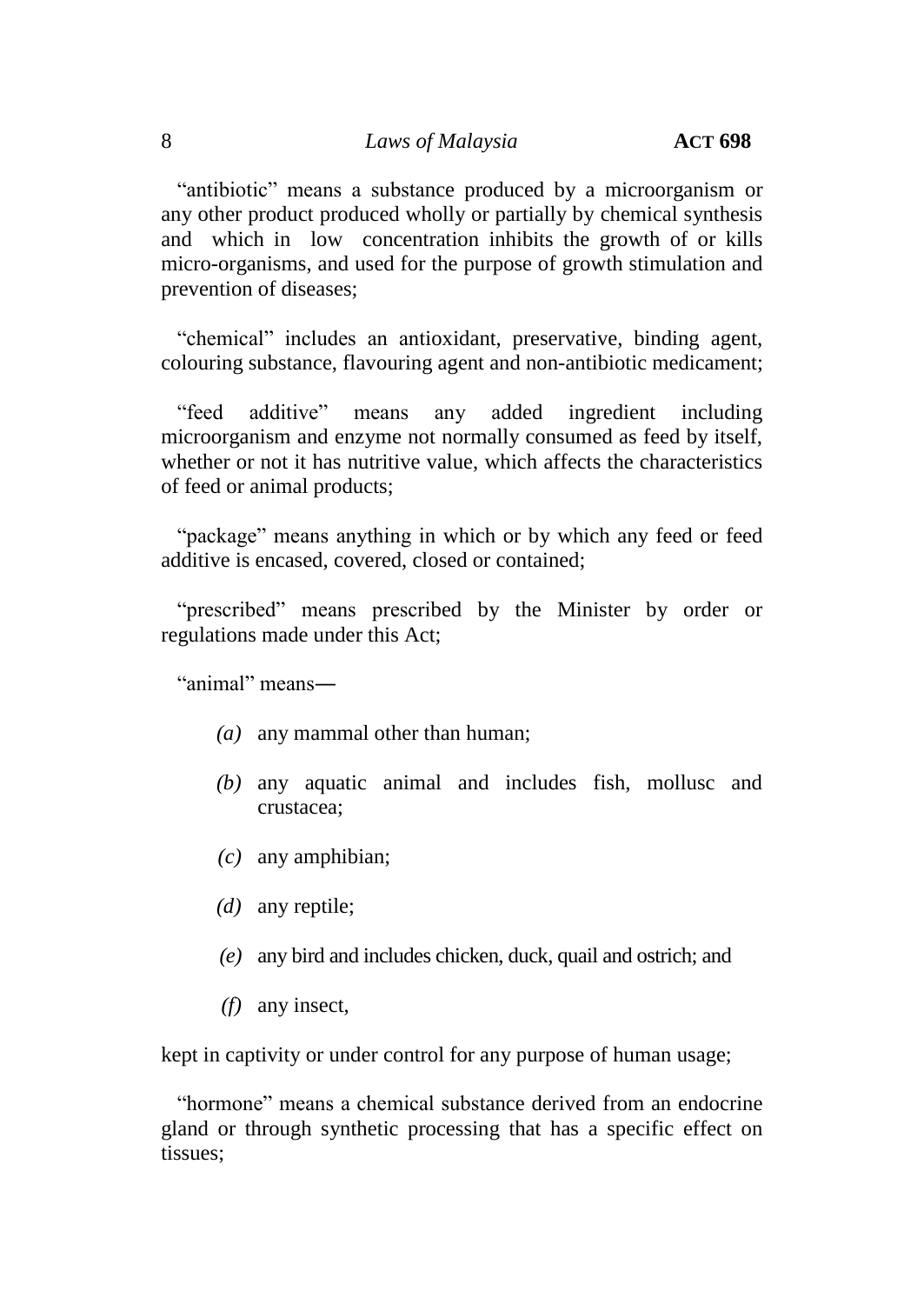"antibiotic" means a substance produced by a microorganism or any other product produced wholly or partially by chemical synthesis and which in low concentration inhibits the growth of or kills micro-organisms, and used for the purpose of growth stimulation and prevention of diseases;

"chemical" includes an antioxidant, preservative, binding agent, colouring substance, flavouring agent and non-antibiotic medicament;

"feed additive" means any added ingredient including microorganism and enzyme not normally consumed as feed by itself, whether or not it has nutritive value, which affects the characteristics of feed or animal products;

"package" means anything in which or by which any feed or feed additive is encased, covered, closed or contained;

"prescribed" means prescribed by the Minister by order or regulations made under this Act;

"animal" means—

*(a)* any mammal other than human;

*(b)* any aquatic animal and includes fish, mollusc and crustacea;

*(c)* any amphibian;

*(d)* any reptile;

*(e)* any bird and includes chicken, duck, quail and ostrich; and

*(f)* any insect,

kept in captivity or under control for any purpose of human usage;

"hormone" means a chemical substance derived from an endocrine gland or through synthetic processing that has a specific effect on tissues;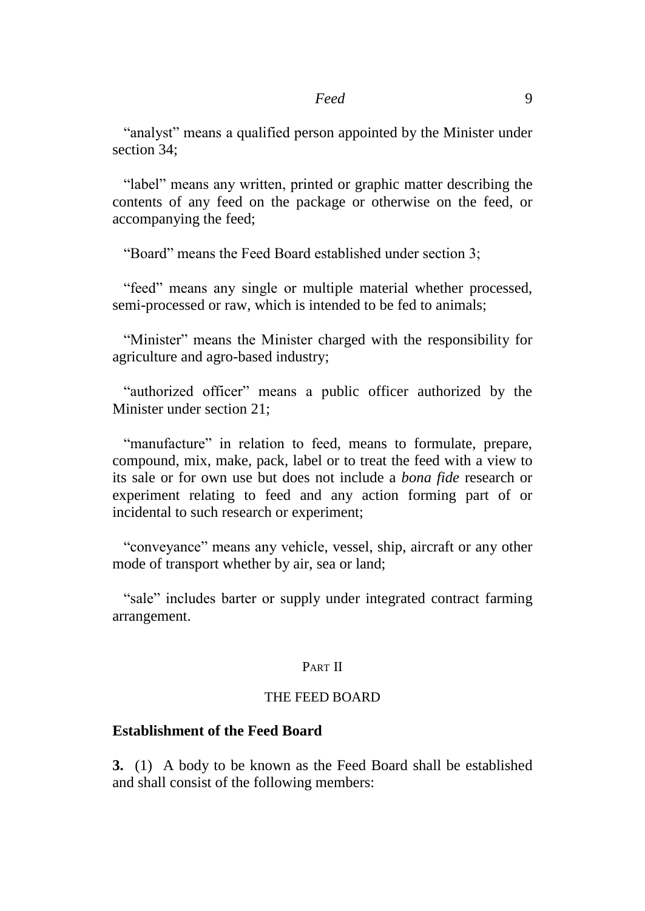"analyst" means a qualified person appointed by the Minister under section 34;

"label" means any written, printed or graphic matter describing the contents of any feed on the package or otherwise on the feed, or accompanying the feed;

"Board" means the Feed Board established under section 3;

"feed" means any single or multiple material whether processed, semi-processed or raw, which is intended to be fed to animals;

"Minister" means the Minister charged with the responsibility for agriculture and agro-based industry;

"authorized officer" means a public officer authorized by the Minister under section 21;

"manufacture" in relation to feed, means to formulate, prepare, compound, mix, make, pack, label or to treat the feed with a view to its sale or for own use but does not include a *bona fide* research or experiment relating to feed and any action forming part of or incidental to such research or experiment;

"conveyance" means any vehicle, vessel, ship, aircraft or any other mode of transport whether by air, sea or land;

"sale" includes barter or supply under integrated contract farming arrangement.

## PART II

## THE FEED BOARD

### Establishment of the Feed Board

**3.** (1) A body to be known as the Feed Board shall be established and shall consist of the following members: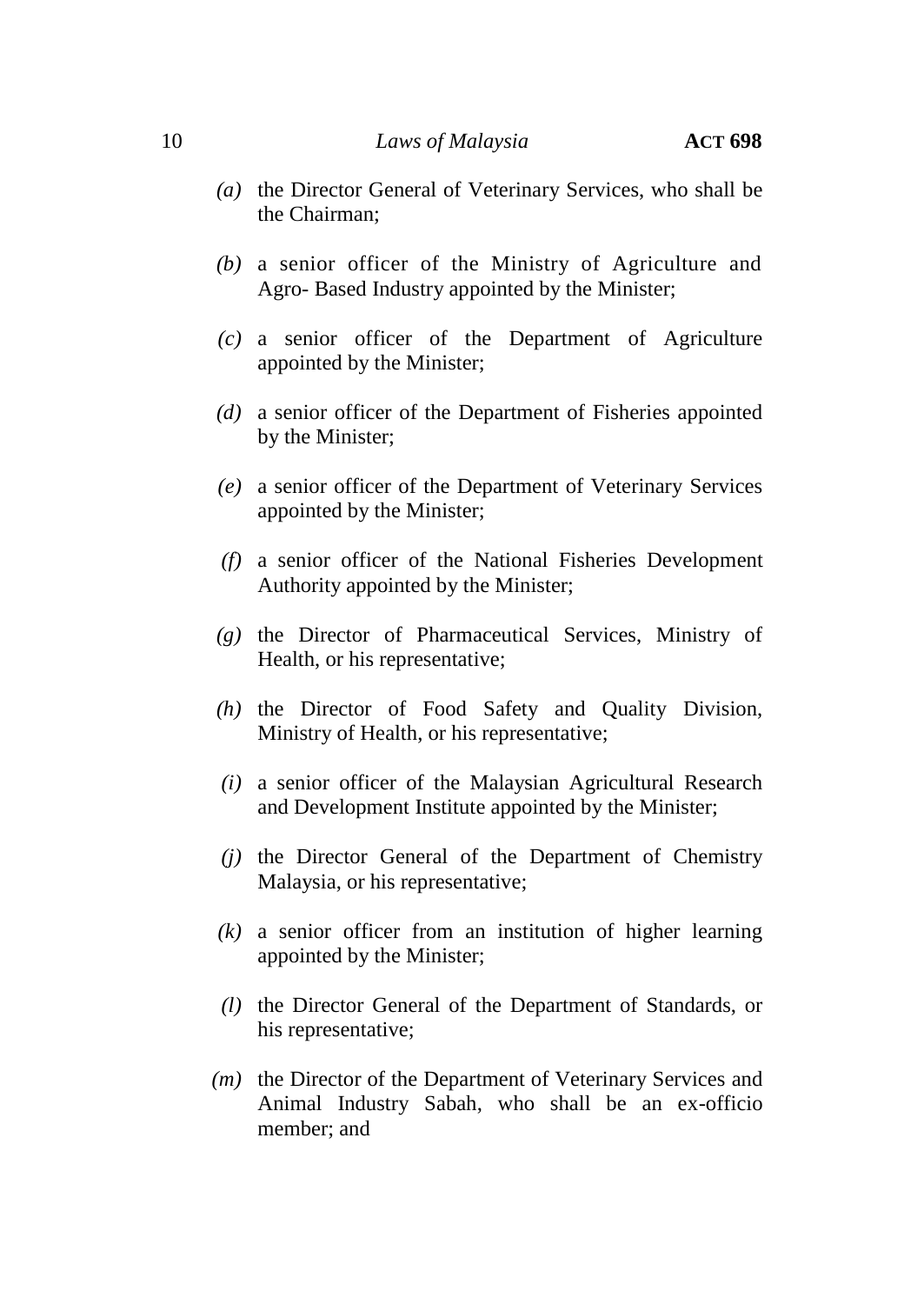*(a)* the Director General of Veterinary Services, who shall be the Chairman;

*(b)* a senior officer of the Ministry of Agriculture and Agro- Based Industry appointed by the Minister;

*(c)* a senior officer of the Department of Agriculture appointed by the Minister;

*(d)* a senior officer of the Department of Fisheries appointed by the Minister;

*(e)* a senior officer of the Department of Veterinary Services appointed by the Minister;

*(f)* a senior officer of the National Fisheries Development Authority appointed by the Minister;

*(g)* the Director of Pharmaceutical Services, Ministry of Health, or his representative;

*(h)* the Director of Food Safety and Quality Division, Ministry of Health, or his representative;

*(i)* a senior officer of the Malaysian Agricultural Research and Development Institute appointed by the Minister;

*(j)* the Director General of the Department of Chemistry Malaysia, or his representative;

*(k)* a senior officer from an institution of higher learning appointed by the Minister;

*(l)* the Director General of the Department of Standards, or his representative;

*(m)* the Director of the Department of Veterinary Services and Animal Industry Sabah, who shall be an ex-officio member; and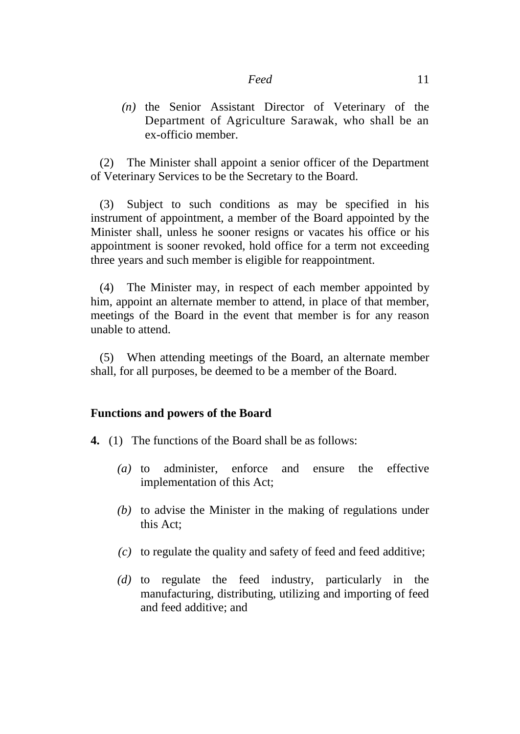*(n)* the Senior Assistant Director of Veterinary of the Department of Agriculture Sarawak, who shall be an ex-officio member.

(2) The Minister shall appoint a senior officer of the Department of Veterinary Services to be the Secretary to the Board.

(3) Subject to such conditions as may be specified in his instrument of appointment, a member of the Board appointed by the Minister shall, unless he sooner resigns or vacates his office or his appointment is sooner revoked, hold office for a term not exceeding three years and such member is eligible for reappointment.

(4) The Minister may, in respect of each member appointed by him, appoint an alternate member to attend, in place of that member, meetings of the Board in the event that member is for any reason unable to attend.

(5) When attending meetings of the Board, an alternate member shall, for all purposes, be deemed to be a member of the Board.

**Functions and powers of the Board**

**4.** (1) The functions of the Board shall be as follows:

*(a)* to administer, enforce and ensure the effective implementation of this Act;

*(b)* to advise the Minister in the making of regulations under this Act;

*(c)* to regulate the quality and safety of feed and feed additive;

*(d)* to regulate the feed industry, particularly in the manufacturing, distributing, utilizing and importing of feed and feed additive; and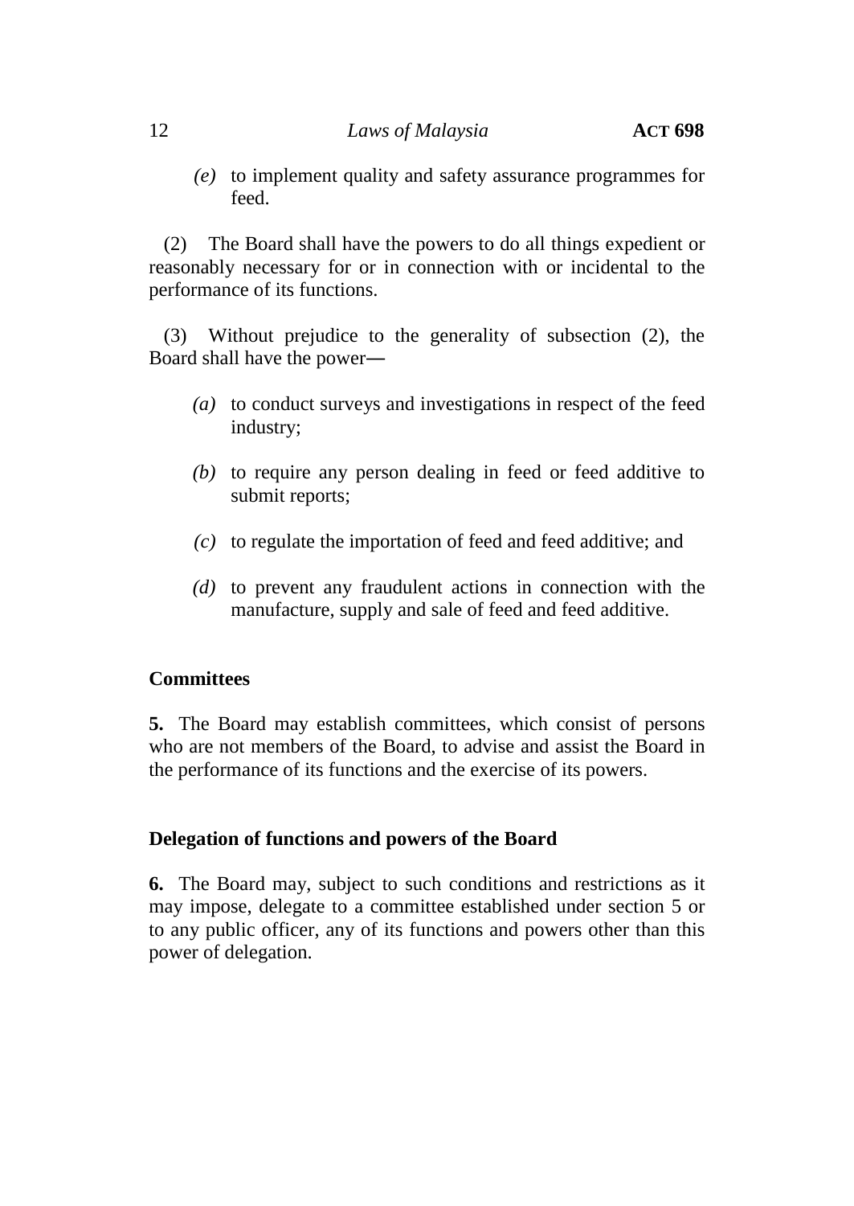*(e)* to implement quality and safety assurance programmes for feed.

(2) The Board shall have the powers to do all things expedient or reasonably necessary for or in connection with or incidental to the performance of its functions.

(3) Without prejudice to the generality of subsection (2), the Board shall have the power―

*(a)* to conduct surveys and investigations in respect of the feed industry;

*(b)* to require any person dealing in feed or feed additive to submit reports;

*(c)* to regulate the importation of feed and feed additive; and

*(d)* to prevent any fraudulent actions in connection with the manufacture, supply and sale of feed and feed additive.

**Committees**

**5.** The Board may establish committees, which consist of persons who are not members of the Board, to advise and assist the Board in the performance of its functions and the exercise of its powers.

**Delegation of functions and powers of the Board**

**6.** The Board may, subject to such conditions and restrictions as it may impose, delegate to a committee established under section 5 or to any public officer, any of its functions and powers other than this power of delegation.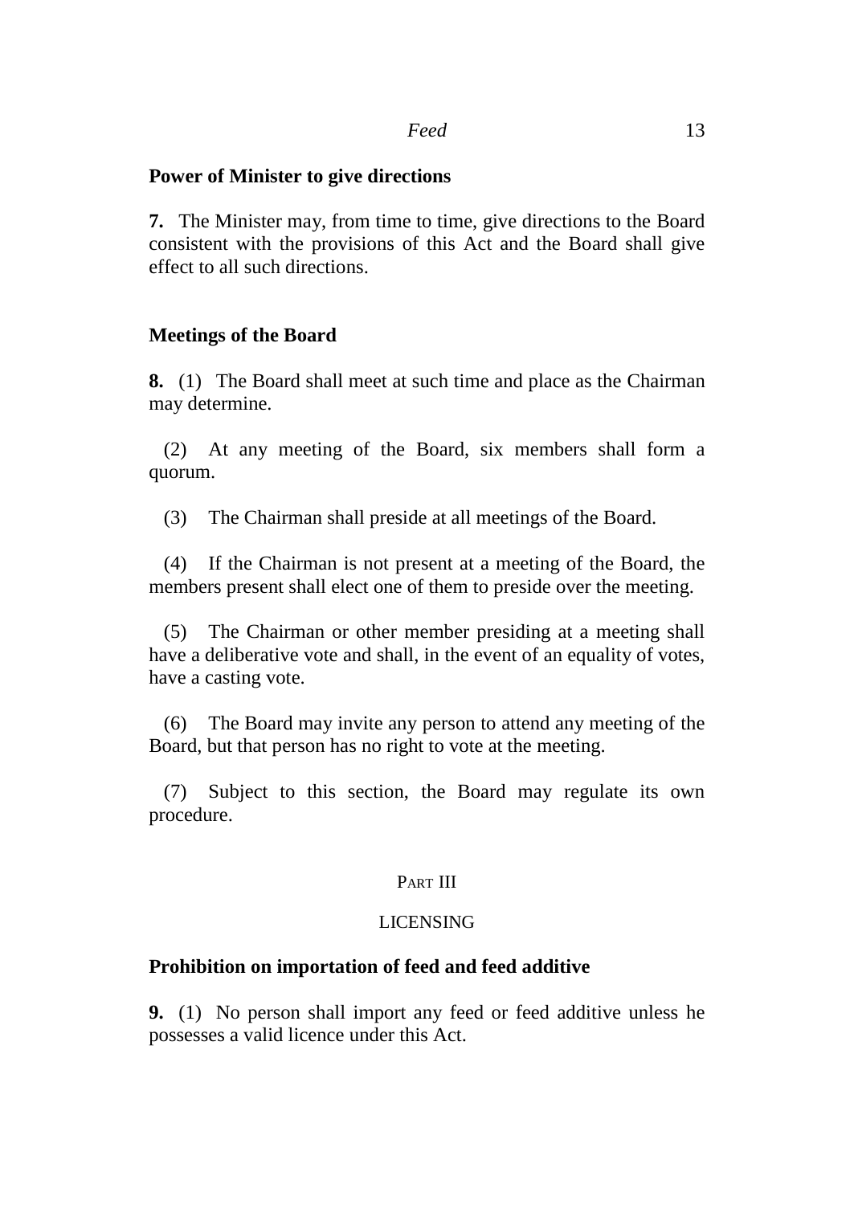**Power of Minister to give directions**

**7.** The Minister may, from time to time, give directions to the Board consistent with the provisions of this Act and the Board shall give effect to all such directions.

**Meetings of the Board**

**8.** (1) The Board shall meet at such time and place as the Chairman may determine.

(2) At any meeting of the Board, six members shall form a quorum.

(3) The Chairman shall preside at all meetings of the Board.

(4) If the Chairman is not present at a meeting of the Board, the members present shall elect one of them to preside over the meeting.

(5) The Chairman or other member presiding at a meeting shall have a deliberative vote and shall, in the event of an equality of votes, have a casting vote.

(6) The Board may invite any person to attend any meeting of the Board, but that person has no right to vote at the meeting.

(7) Subject to this section, the Board may regulate its own procedure.

PART III

LICENSING

**Prohibition on importation of feed and feed additive**

**9.** (1) No person shall import any feed or feed additive unless he possesses a valid licence under this Act.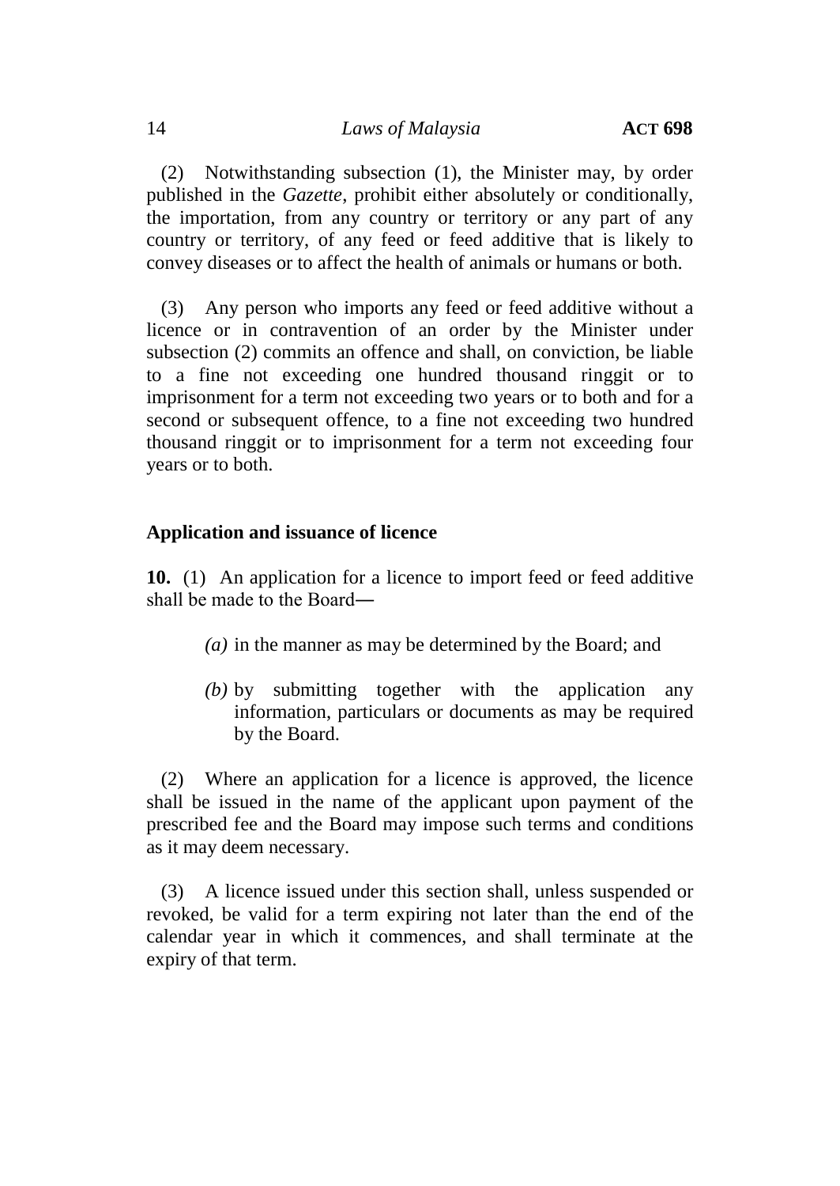(2) Notwithstanding subsection (1), the Minister may, by order published in the *Gazette*, prohibit either absolutely or conditionally, the importation, from any country or territory or any part of any country or territory, of any feed or feed additive that is likely to convey diseases or to affect the health of animals or humans or both.

(3) Any person who imports any feed or feed additive without a licence or in contravention of an order by the Minister under subsection (2) commits an offence and shall, on conviction, be liable to a fine not exceeding one hundred thousand ringgit or to imprisonment for a term not exceeding two years or to both and for a second or subsequent offence, to a fine not exceeding two hundred thousand ringgit or to imprisonment for a term not exceeding four years or to both.

**Application and issuance of licence**

**10.** (1) An application for a licence to import feed or feed additive shall be made to the Board―

*(a)* in the manner as may be determined by the Board; and

*(b)* by submitting together with the application any information, particulars or documents as may be required by the Board.

(2) Where an application for a licence is approved, the licence shall be issued in the name of the applicant upon payment of the prescribed fee and the Board may impose such terms and conditions as it may deem necessary.

(3) A licence issued under this section shall, unless suspended or revoked, be valid for a term expiring not later than the end of the calendar year in which it commences, and shall terminate at the expiry of that term.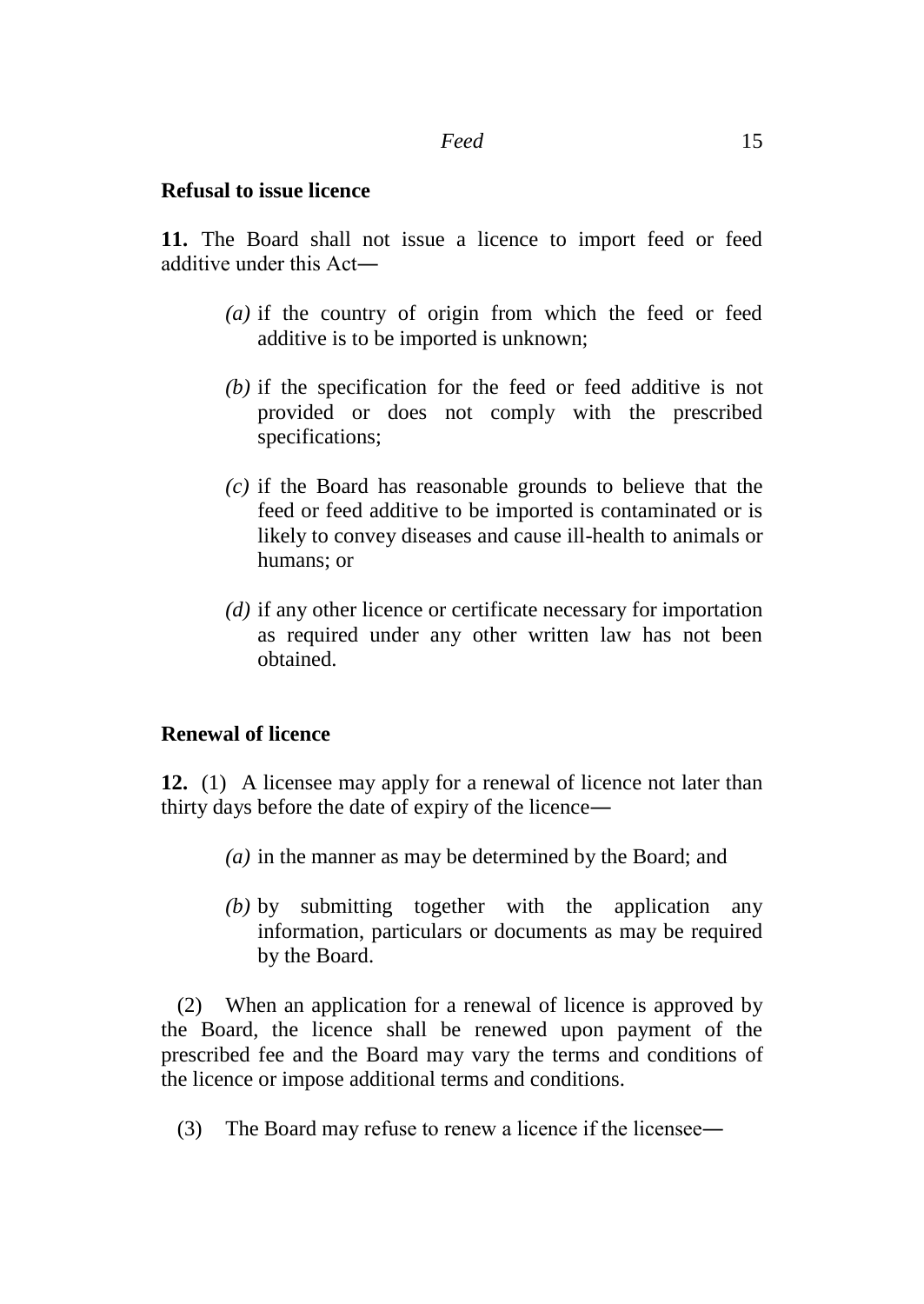**Refusal to issue licence**

**11.** The Board shall not issue a licence to import feed or feed additive under this Act―

*(a)* if the country of origin from which the feed or feed additive is to be imported is unknown;

*(b)* if the specification for the feed or feed additive is not provided or does not comply with the prescribed specifications;

*(c)* if the Board has reasonable grounds to believe that the feed or feed additive to be imported is contaminated or is likely to convey diseases and cause ill-health to animals or humans; or

*(d)* if any other licence or certificate necessary for importation as required under any other written law has not been obtained.

**Renewal of licence**

**12.** (1) A licensee may apply for a renewal of licence not later than thirty days before the date of expiry of the licence―

*(a)* in the manner as may be determined by the Board; and

*(b)* by submitting together with the application any information, particulars or documents as may be required by the Board.

(2) When an application for a renewal of licence is approved by the Board, the licence shall be renewed upon payment of the prescribed fee and the Board may vary the terms and conditions of the licence or impose additional terms and conditions.

(3) The Board may refuse to renew a licence if the licensee―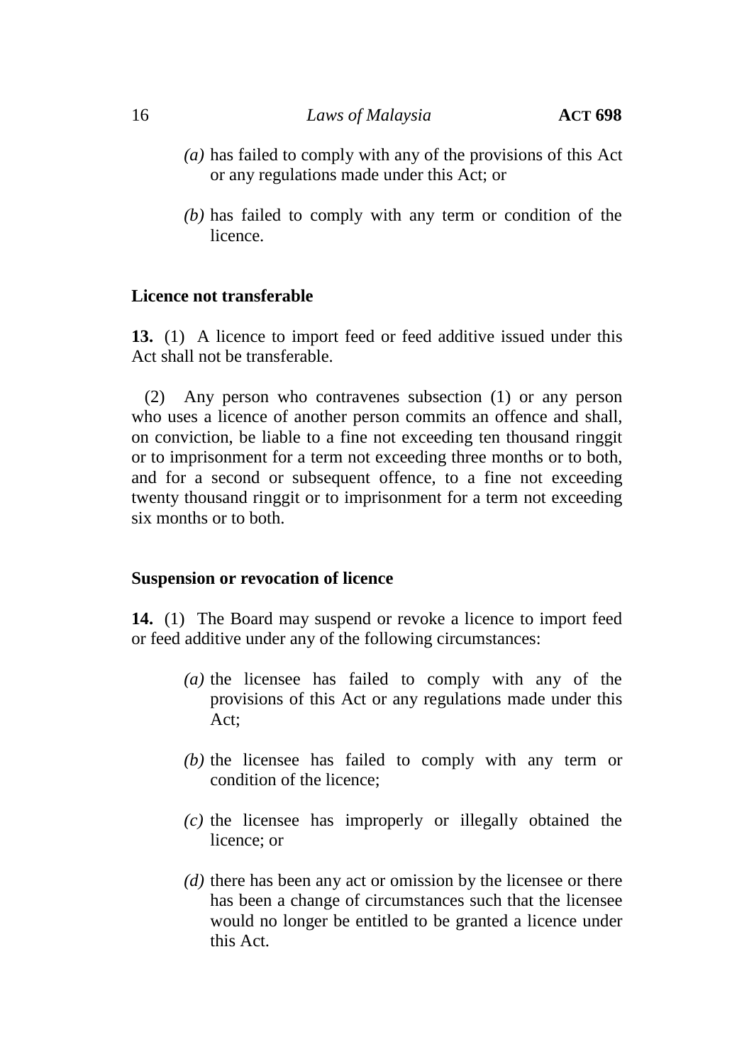*(a)* has failed to comply with any of the provisions of this Act or any regulations made under this Act; or

*(b)* has failed to comply with any term or condition of the licence.

**Licence not transferable**

**13.** (1) A licence to import feed or feed additive issued under this Act shall not be transferable.

(2) Any person who contravenes subsection (1) or any person who uses a licence of another person commits an offence and shall, on conviction, be liable to a fine not exceeding ten thousand ringgit or to imprisonment for a term not exceeding three months or to both, and for a second or subsequent offence, to a fine not exceeding twenty thousand ringgit or to imprisonment for a term not exceeding six months or to both.

**Suspension or revocation of licence**

**14.** (1) The Board may suspend or revoke a licence to import feed or feed additive under any of the following circumstances:

*(a)* the licensee has failed to comply with any of the provisions of this Act or any regulations made under this Act;

*(b)* the licensee has failed to comply with any term or condition of the licence;

*(c)* the licensee has improperly or illegally obtained the licence; or

*(d)* there has been any act or omission by the licensee or there has been a change of circumstances such that the licensee would no longer be entitled to be granted a licence under this Act.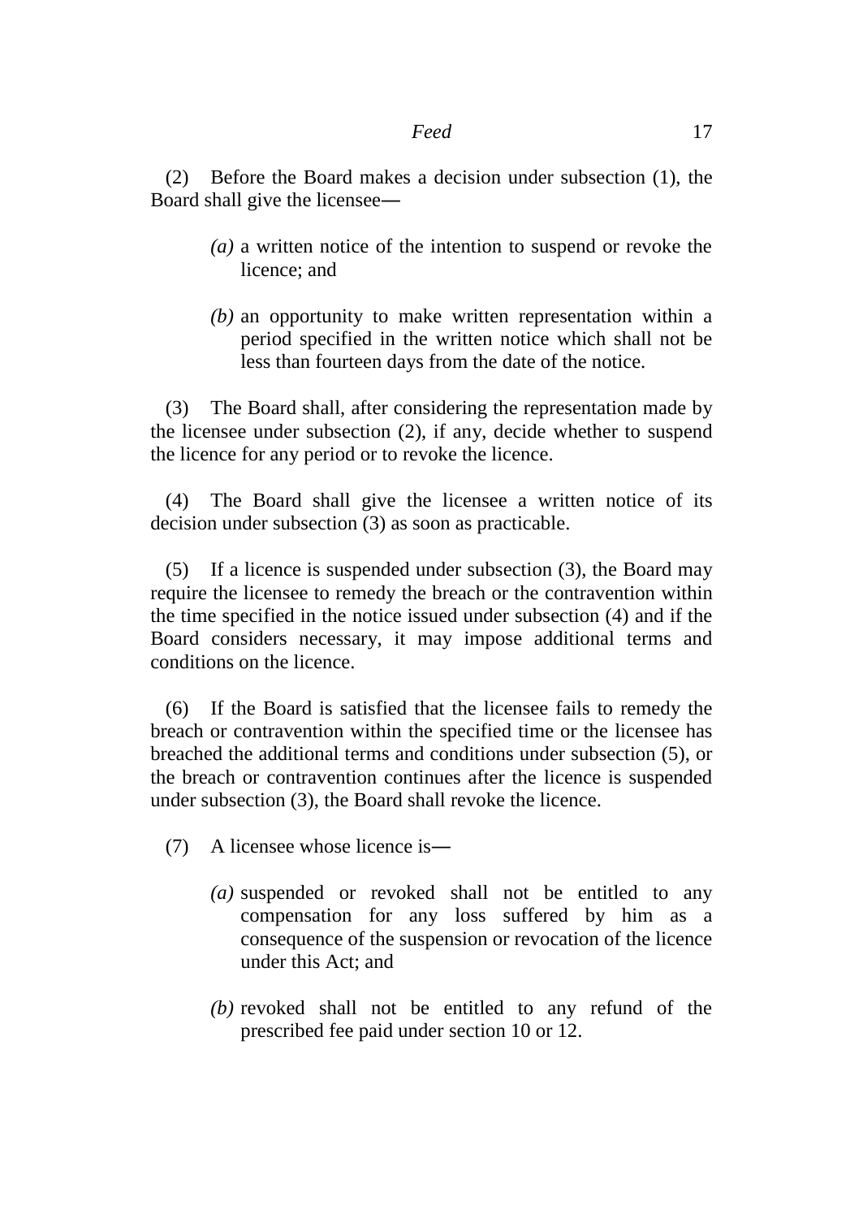(2) Before the Board makes a decision under subsection (1), the Board shall give the licensee―

*(a)* a written notice of the intention to suspend or revoke the licence; and

*(b)* an opportunity to make written representation within a period specified in the written notice which shall not be less than fourteen days from the date of the notice.

(3) The Board shall, after considering the representation made by the licensee under subsection (2), if any, decide whether to suspend the licence for any period or to revoke the licence.

(4) The Board shall give the licensee a written notice of its decision under subsection (3) as soon as practicable.

(5) If a licence is suspended under subsection (3), the Board may require the licensee to remedy the breach or the contravention within the time specified in the notice issued under subsection (4) and if the Board considers necessary, it may impose additional terms and conditions on the licence.

(6) If the Board is satisfied that the licensee fails to remedy the breach or contravention within the specified time or the licensee has breached the additional terms and conditions under subsection (5), or the breach or contravention continues after the licence is suspended under subsection (3), the Board shall revoke the licence.

(7) A licensee whose licence is―

*(a)* suspended or revoked shall not be entitled to any compensation for any loss suffered by him as a consequence of the suspension or revocation of the licence under this Act; and

*(b)* revoked shall not be entitled to any refund of the prescribed fee paid under section 10 or 12.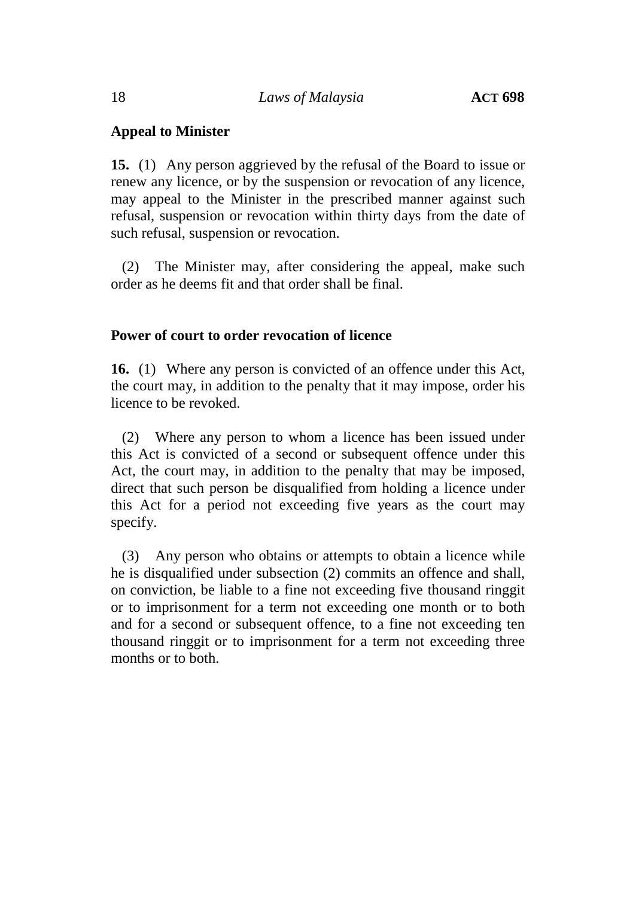**Appeal to Minister**

**15.** (1) Any person aggrieved by the refusal of the Board to issue or renew any licence, or by the suspension or revocation of any licence, may appeal to the Minister in the prescribed manner against such refusal, suspension or revocation within thirty days from the date of such refusal, suspension or revocation.

(2) The Minister may, after considering the appeal, make such order as he deems fit and that order shall be final.

**Power of court to order revocation of licence**

**16.** (1) Where any person is convicted of an offence under this Act, the court may, in addition to the penalty that it may impose, order his licence to be revoked.

(2) Where any person to whom a licence has been issued under this Act is convicted of a second or subsequent offence under this Act, the court may, in addition to the penalty that may be imposed, direct that such person be disqualified from holding a licence under this Act for a period not exceeding five years as the court may specify.

(3) Any person who obtains or attempts to obtain a licence while he is disqualified under subsection (2) commits an offence and shall, on conviction, be liable to a fine not exceeding five thousand ringgit or to imprisonment for a term not exceeding one month or to both and for a second or subsequent offence, to a fine not exceeding ten thousand ringgit or to imprisonment for a term not exceeding three months or to both.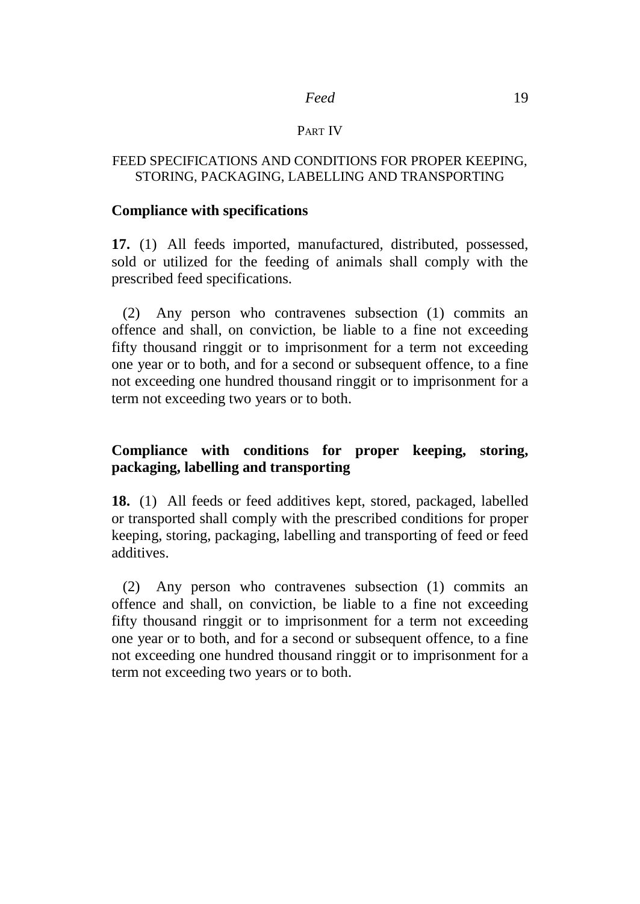## PART IV

## FEED SPECIFICATIONS AND CONDITIONS FOR PROPER KEEPING, STORING, PACKAGING, LABELLING AND TRANSPORTING

### Compliance with specifications

**17.** (1) All feeds imported, manufactured, distributed, possessed, sold or utilized for the feeding of animals shall comply with the prescribed feed specifications.

(2) Any person who contravenes subsection (1) commits an offence and shall, on conviction, be liable to a fine not exceeding fifty thousand ringgit or to imprisonment for a term not exceeding one year or to both, and for a second or subsequent offence, to a fine not exceeding one hundred thousand ringgit or to imprisonment for a term not exceeding two years or to both.

### Compliance with conditions for proper keeping, storing, packaging, labelling and transporting

**18.** (1) All feeds or feed additives kept, stored, packaged, labelled or transported shall comply with the prescribed conditions for proper keeping, storing, packaging, labelling and transporting of feed or feed additives.

(2) Any person who contravenes subsection (1) commits an offence and shall, on conviction, be liable to a fine not exceeding fifty thousand ringgit or to imprisonment for a term not exceeding one year or to both, and for a second or subsequent offence, to a fine not exceeding one hundred thousand ringgit or to imprisonment for a term not exceeding two years or to both.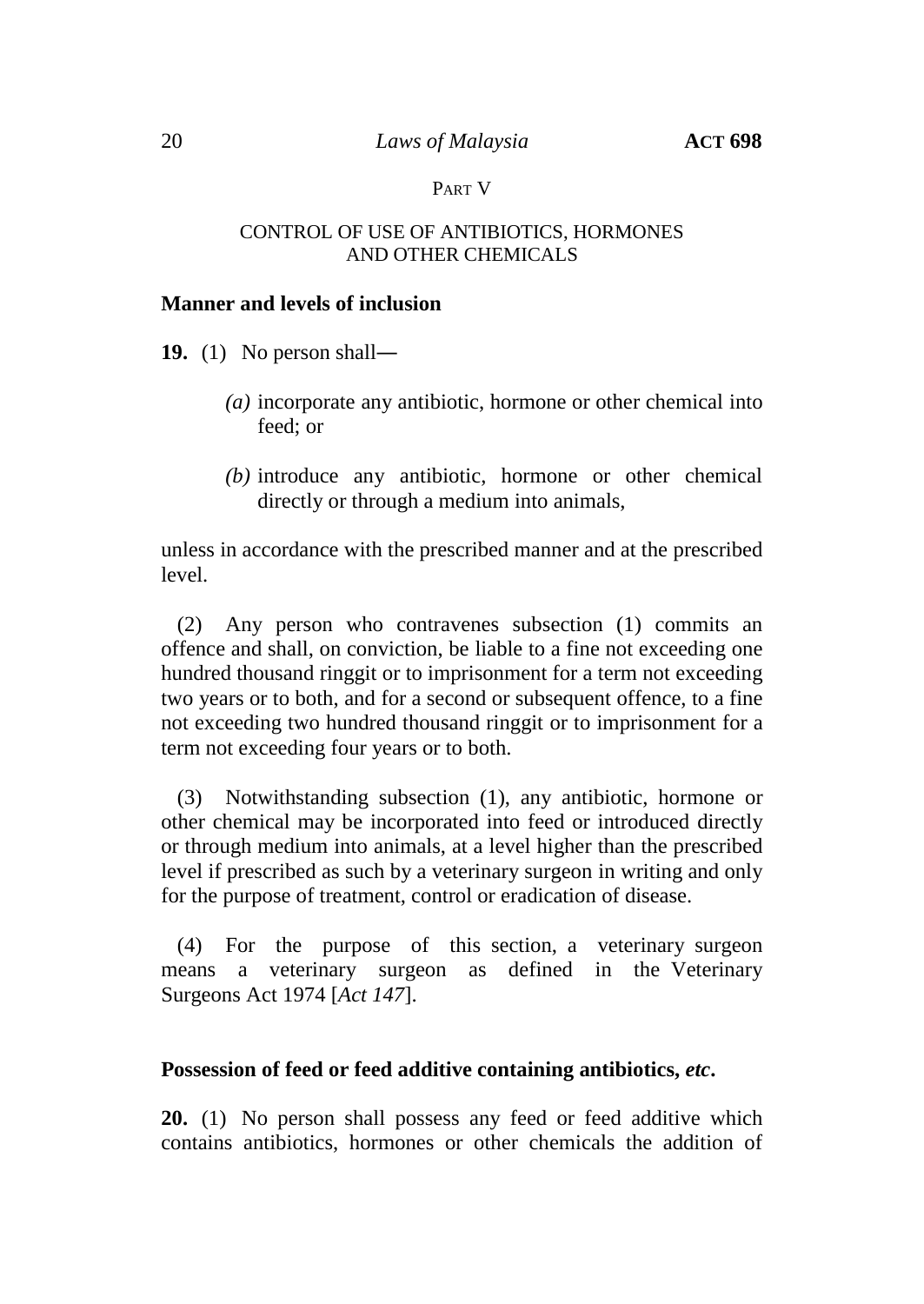PART V

CONTROL OF USE OF ANTIBIOTICS, HORMONES AND OTHER CHEMICALS

**Manner and levels of inclusion**

**19.** (1) No person shall—

*(a)* incorporate any antibiotic, hormone or other chemical into feed; or

*(b)* introduce any antibiotic, hormone or other chemical directly or through a medium into animals,

unless in accordance with the prescribed manner and at the prescribed level.

(2) Any person who contravenes subsection (1) commits an offence and shall, on conviction, be liable to a fine not exceeding one hundred thousand ringgit or to imprisonment for a term not exceeding two years or to both, and for a second or subsequent offence, to a fine not exceeding two hundred thousand ringgit or to imprisonment for a term not exceeding four years or to both.

(3) Notwithstanding subsection (1), any antibiotic, hormone or other chemical may be incorporated into feed or introduced directly or through medium into animals, at a level higher than the prescribed level if prescribed as such by a veterinary surgeon in writing and only for the purpose of treatment, control or eradication of disease.

(4) For the purpose of this section, a veterinary surgeon means a veterinary surgeon as defined in the Veterinary Surgeons Act 1974 [*Act 147*].

**Possession of feed or feed additive containing antibiotics, *etc*.**

**20.** (1) No person shall possess any feed or feed additive which contains antibiotics, hormones or other chemicals the addition of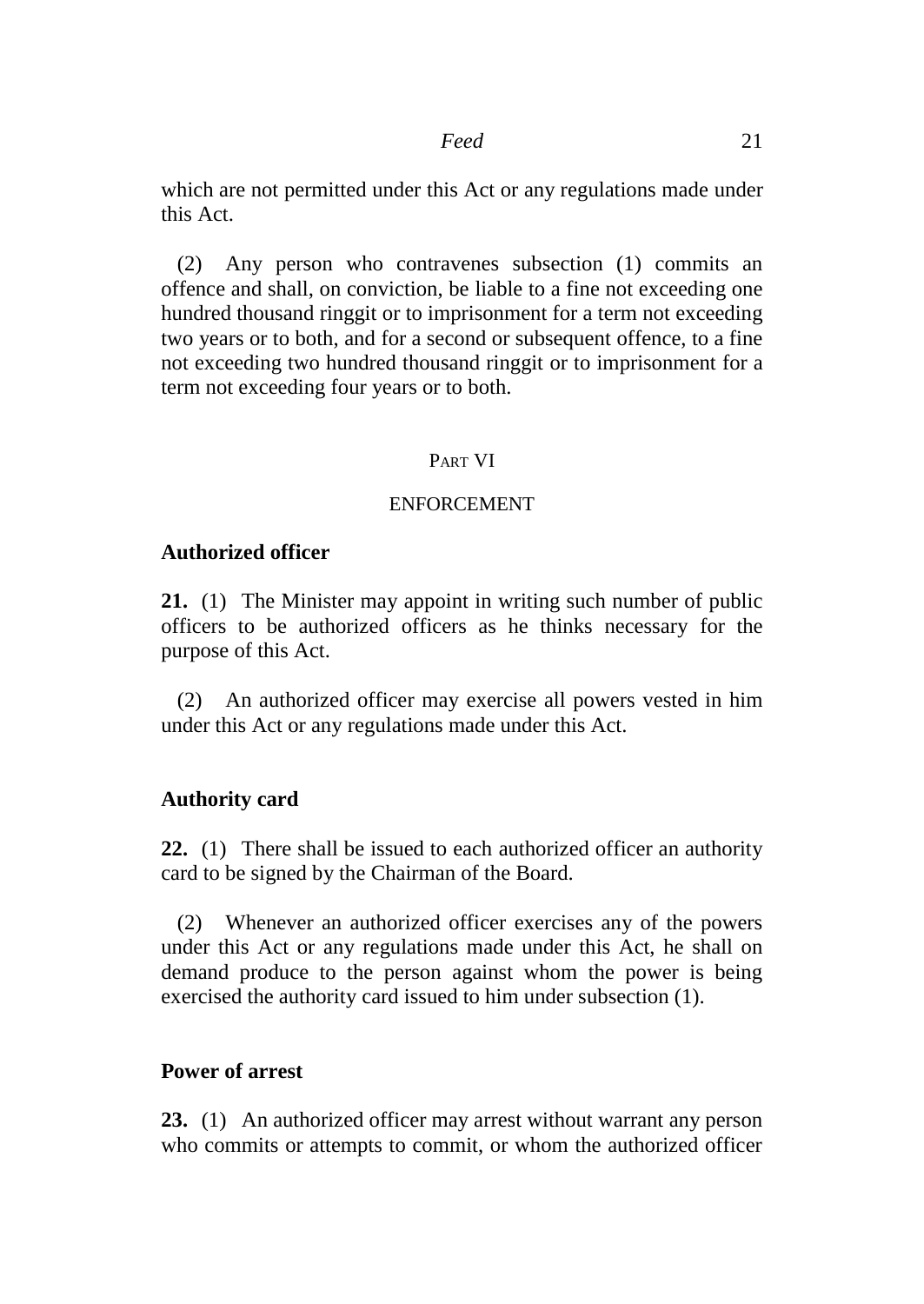which are not permitted under this Act or any regulations made under this Act.

(2) Any person who contravenes subsection (1) commits an offence and shall, on conviction, be liable to a fine not exceeding one hundred thousand ringgit or to imprisonment for a term not exceeding two years or to both, and for a second or subsequent offence, to a fine not exceeding two hundred thousand ringgit or to imprisonment for a term not exceeding four years or to both.

## PART VI

## ENFORCEMENT

**Authorized officer**

**21.** (1) The Minister may appoint in writing such number of public officers to be authorized officers as he thinks necessary for the purpose of this Act.

(2) An authorized officer may exercise all powers vested in him under this Act or any regulations made under this Act.

**Authority card**

**22.** (1) There shall be issued to each authorized officer an authority card to be signed by the Chairman of the Board.

(2) Whenever an authorized officer exercises any of the powers under this Act or any regulations made under this Act, he shall on demand produce to the person against whom the power is being exercised the authority card issued to him under subsection (1).

**Power of arrest**

**23.** (1) An authorized officer may arrest without warrant any person who commits or attempts to commit, or whom the authorized officer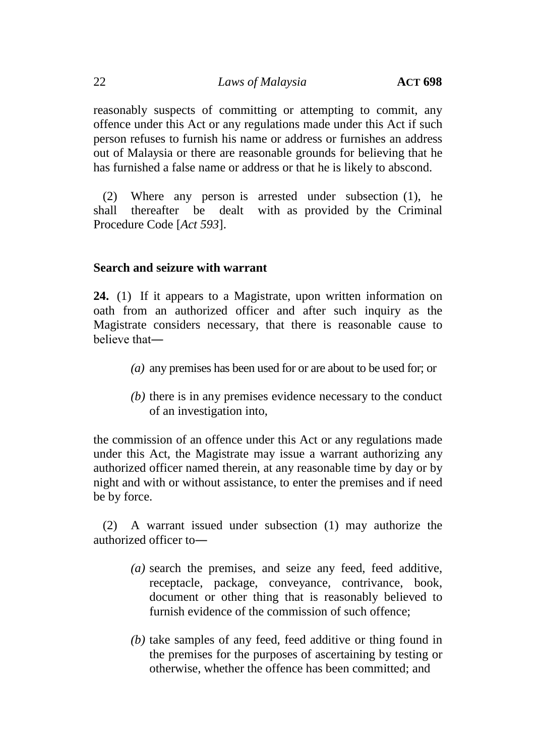reasonably suspects of committing or attempting to commit, any offence under this Act or any regulations made under this Act if such person refuses to furnish his name or address or furnishes an address out of Malaysia or there are reasonable grounds for believing that he has furnished a false name or address or that he is likely to abscond.

(2) Where any person is arrested under subsection (1), he shall thereafter be dealt with as provided by the Criminal Procedure Code [*Act 593*].

**Search and seizure with warrant**

**24.** (1) If it appears to a Magistrate, upon written information on oath from an authorized officer and after such inquiry as the Magistrate considers necessary, that there is reasonable cause to believe that―

*(a)* any premises has been used for or are about to be used for; or

*(b)* there is in any premises evidence necessary to the conduct of an investigation into,

the commission of an offence under this Act or any regulations made under this Act, the Magistrate may issue a warrant authorizing any authorized officer named therein, at any reasonable time by day or by night and with or without assistance, to enter the premises and if need be by force.

(2) A warrant issued under subsection (1) may authorize the authorized officer to―

*(a)* search the premises, and seize any feed, feed additive, receptacle, package, conveyance, contrivance, book, document or other thing that is reasonably believed to furnish evidence of the commission of such offence;

*(b)* take samples of any feed, feed additive or thing found in the premises for the purposes of ascertaining by testing or otherwise, whether the offence has been committed; and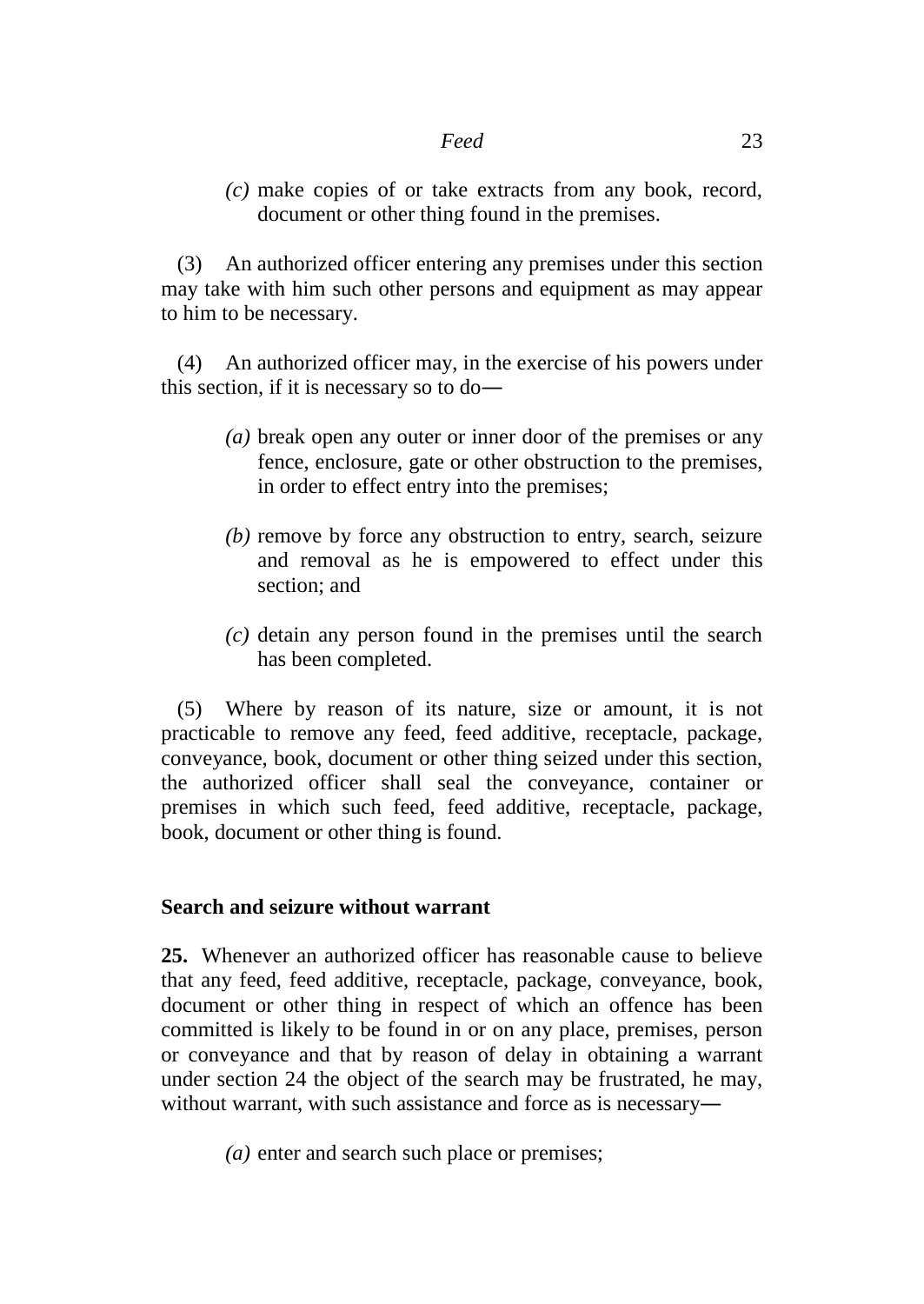*(c)* make copies of or take extracts from any book, record, document or other thing found in the premises.

(3) An authorized officer entering any premises under this section may take with him such other persons and equipment as may appear to him to be necessary.

(4) An authorized officer may, in the exercise of his powers under this section, if it is necessary so to do—

*(a)* break open any outer or inner door of the premises or any fence, enclosure, gate or other obstruction to the premises, in order to effect entry into the premises;

*(b)* remove by force any obstruction to entry, search, seizure and removal as he is empowered to effect under this section; and

*(c)* detain any person found in the premises until the search has been completed.

(5) Where by reason of its nature, size or amount, it is not practicable to remove any feed, feed additive, receptacle, package, conveyance, book, document or other thing seized under this section, the authorized officer shall seal the conveyance, container or premises in which such feed, feed additive, receptacle, package, book, document or other thing is found.

**Search and seizure without warrant**

**25.** Whenever an authorized officer has reasonable cause to believe that any feed, feed additive, receptacle, package, conveyance, book, document or other thing in respect of which an offence has been committed is likely to be found in or on any place, premises, person or conveyance and that by reason of delay in obtaining a warrant under section 24 the object of the search may be frustrated, he may, without warrant, with such assistance and force as is necessary—

*(a)* enter and search such place or premises;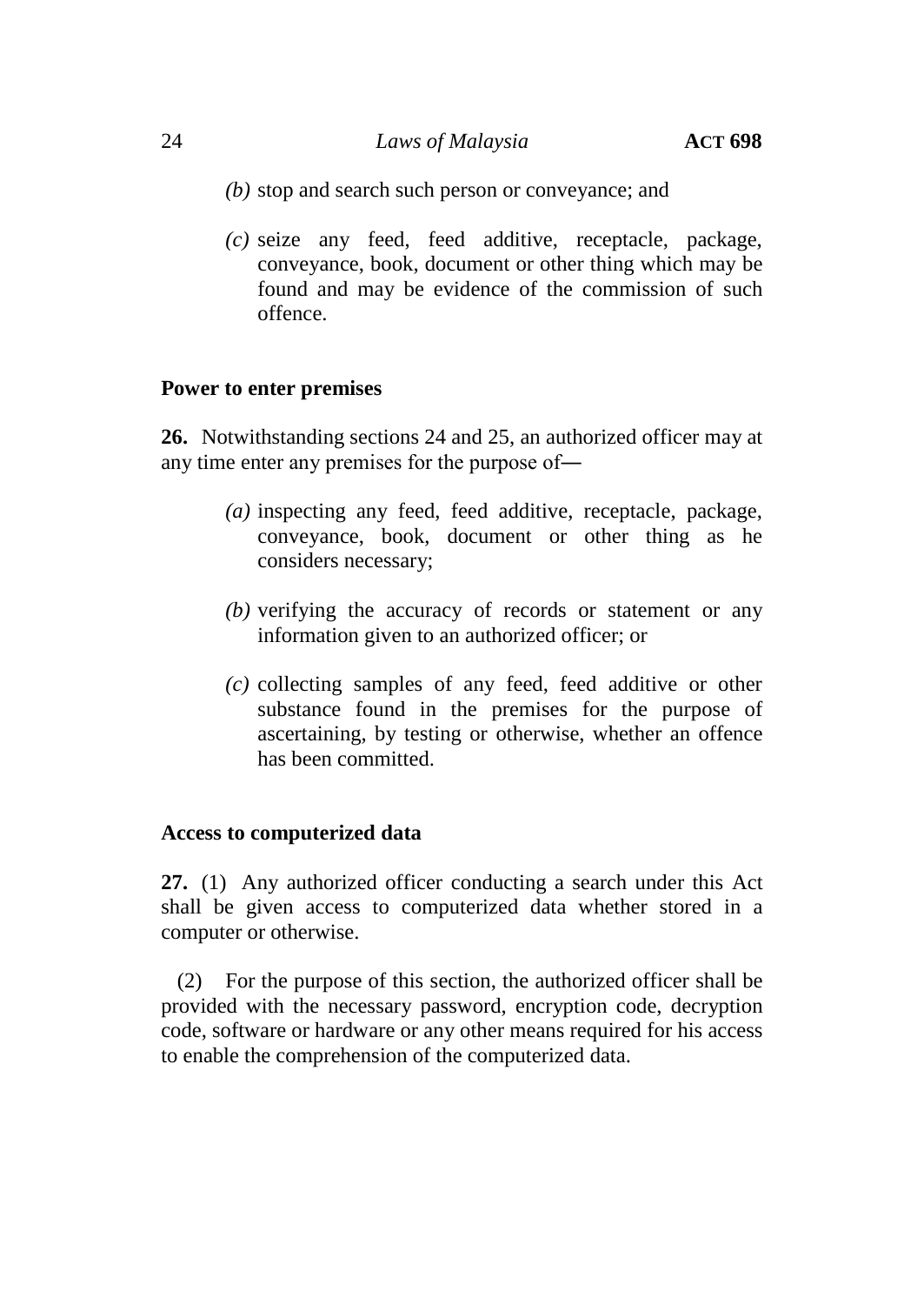*(b)* stop and search such person or conveyance; and

*(c)* seize any feed, feed additive, receptacle, package, conveyance, book, document or other thing which may be found and may be evidence of the commission of such offence.

**Power to enter premises**

**26.** Notwithstanding sections 24 and 25, an authorized officer may at any time enter any premises for the purpose of—

*(a)* inspecting any feed, feed additive, receptacle, package, conveyance, book, document or other thing as he considers necessary;

*(b)* verifying the accuracy of records or statement or any information given to an authorized officer; or

*(c)* collecting samples of any feed, feed additive or other substance found in the premises for the purpose of ascertaining, by testing or otherwise, whether an offence has been committed.

**Access to computerized data**

**27.** (1) Any authorized officer conducting a search under this Act shall be given access to computerized data whether stored in a computer or otherwise.

(2) For the purpose of this section, the authorized officer shall be provided with the necessary password, encryption code, decryption code, software or hardware or any other means required for his access to enable the comprehension of the computerized data.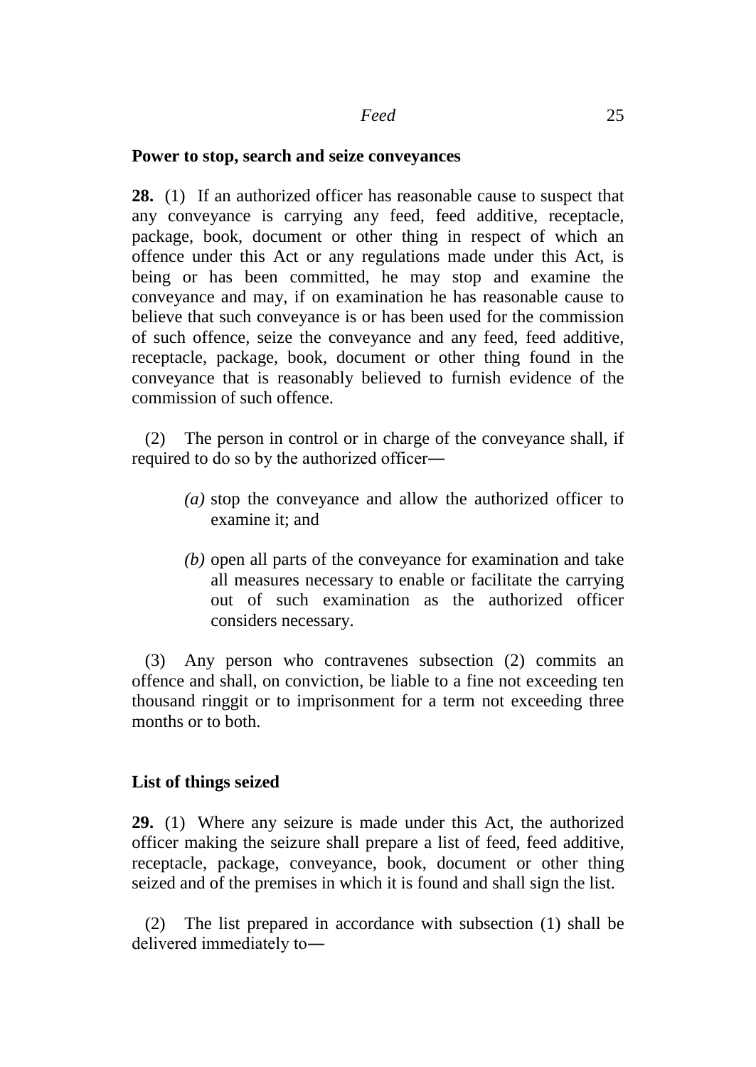**Power to stop, search and seize conveyances**

**28.** (1) If an authorized officer has reasonable cause to suspect that any conveyance is carrying any feed, feed additive, receptacle, package, book, document or other thing in respect of which an offence under this Act or any regulations made under this Act, is being or has been committed, he may stop and examine the conveyance and may, if on examination he has reasonable cause to believe that such conveyance is or has been used for the commission of such offence, seize the conveyance and any feed, feed additive, receptacle, package, book, document or other thing found in the conveyance that is reasonably believed to furnish evidence of the commission of such offence.

(2) The person in control or in charge of the conveyance shall, if required to do so by the authorized officer―

*(a)* stop the conveyance and allow the authorized officer to examine it; and

*(b)* open all parts of the conveyance for examination and take all measures necessary to enable or facilitate the carrying out of such examination as the authorized officer considers necessary.

(3) Any person who contravenes subsection (2) commits an offence and shall, on conviction, be liable to a fine not exceeding ten thousand ringgit or to imprisonment for a term not exceeding three months or to both.

**List of things seized**

**29.** (1) Where any seizure is made under this Act, the authorized officer making the seizure shall prepare a list of feed, feed additive, receptacle, package, conveyance, book, document or other thing seized and of the premises in which it is found and shall sign the list.

(2) The list prepared in accordance with subsection (1) shall be delivered immediately to―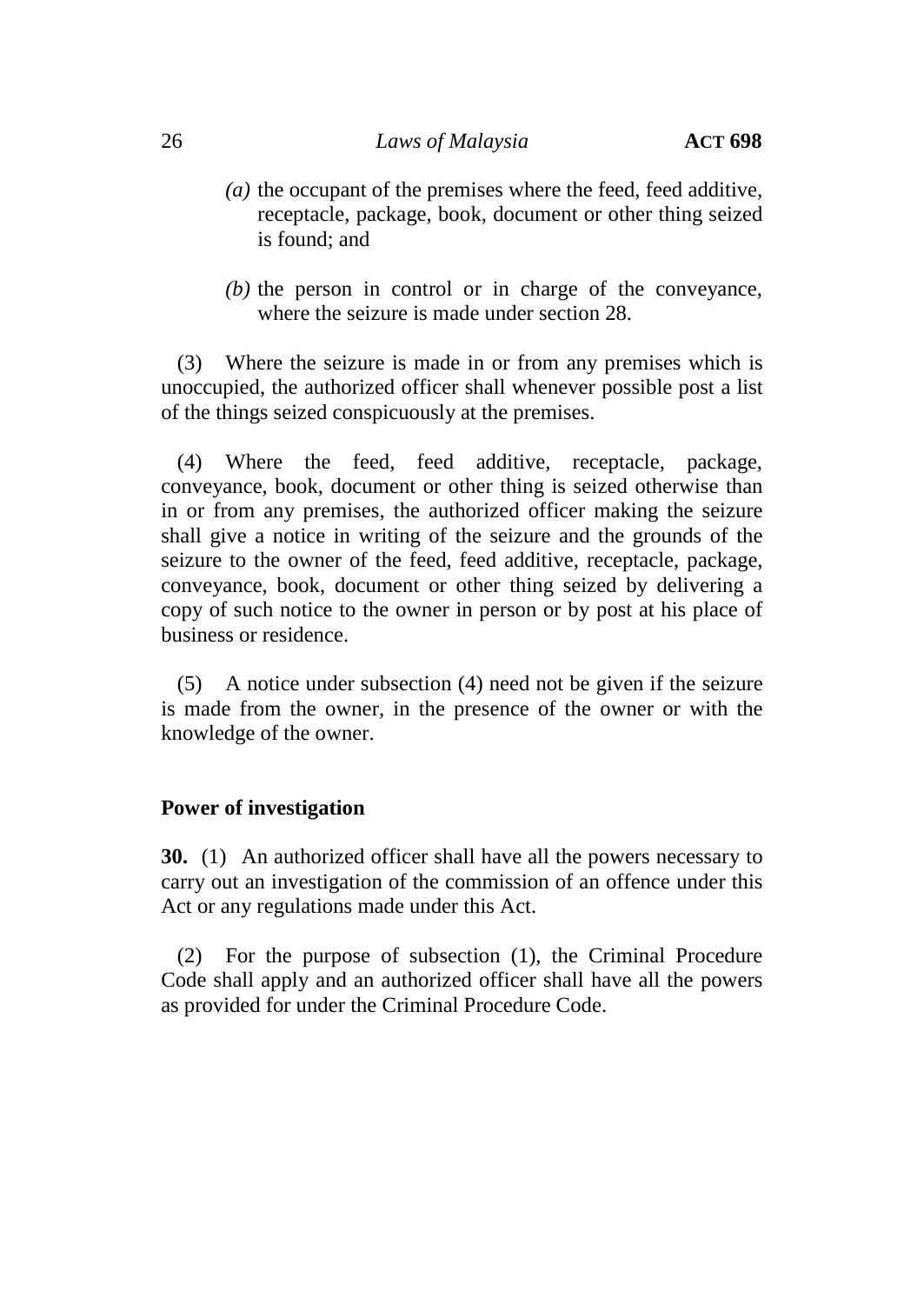*(a)* the occupant of the premises where the feed, feed additive, receptacle, package, book, document or other thing seized is found; and

*(b)* the person in control or in charge of the conveyance, where the seizure is made under section 28.

(3) Where the seizure is made in or from any premises which is unoccupied, the authorized officer shall whenever possible post a list of the things seized conspicuously at the premises.

(4) Where the feed, feed additive, receptacle, package, conveyance, book, document or other thing is seized otherwise than in or from any premises, the authorized officer making the seizure shall give a notice in writing of the seizure and the grounds of the seizure to the owner of the feed, feed additive, receptacle, package, conveyance, book, document or other thing seized by delivering a copy of such notice to the owner in person or by post at his place of business or residence.

(5) A notice under subsection (4) need not be given if the seizure is made from the owner, in the presence of the owner or with the knowledge of the owner.

**Power of investigation**

**30.** (1) An authorized officer shall have all the powers necessary to carry out an investigation of the commission of an offence under this Act or any regulations made under this Act.

(2) For the purpose of subsection (1), the Criminal Procedure Code shall apply and an authorized officer shall have all the powers as provided for under the Criminal Procedure Code.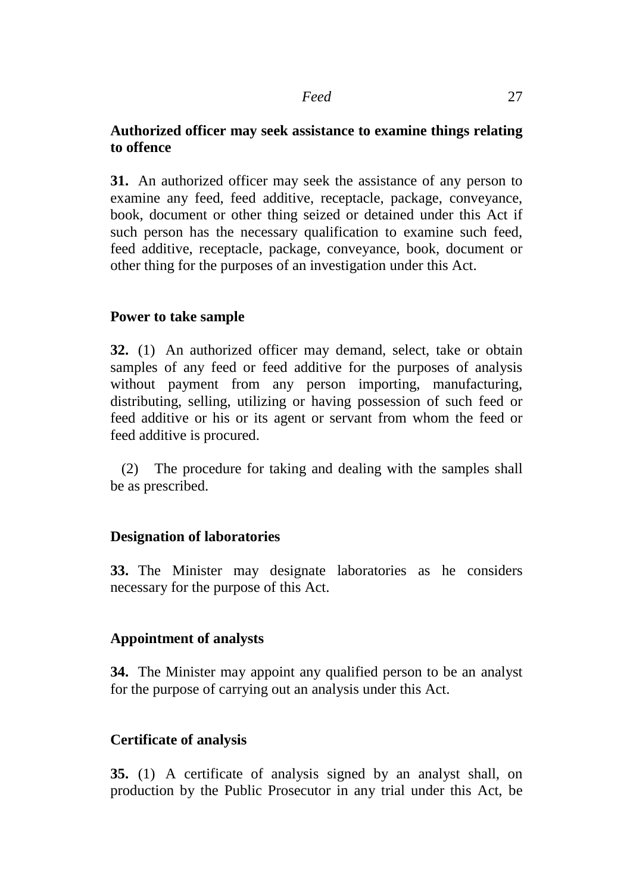**Authorized officer may seek assistance to examine things relating to offence**

**31.** An authorized officer may seek the assistance of any person to examine any feed, feed additive, receptacle, package, conveyance, book, document or other thing seized or detained under this Act if such person has the necessary qualification to examine such feed, feed additive, receptacle, package, conveyance, book, document or other thing for the purposes of an investigation under this Act.

**Power to take sample**

**32.** (1) An authorized officer may demand, select, take or obtain samples of any feed or feed additive for the purposes of analysis without payment from any person importing, manufacturing, distributing, selling, utilizing or having possession of such feed or feed additive or his or its agent or servant from whom the feed or feed additive is procured.

(2) The procedure for taking and dealing with the samples shall be as prescribed.

**Designation of laboratories**

**33.** The Minister may designate laboratories as he considers necessary for the purpose of this Act.

**Appointment of analysts**

**34.** The Minister may appoint any qualified person to be an analyst for the purpose of carrying out an analysis under this Act.

**Certificate of analysis**

**35.** (1) A certificate of analysis signed by an analyst shall, on production by the Public Prosecutor in any trial under this Act, be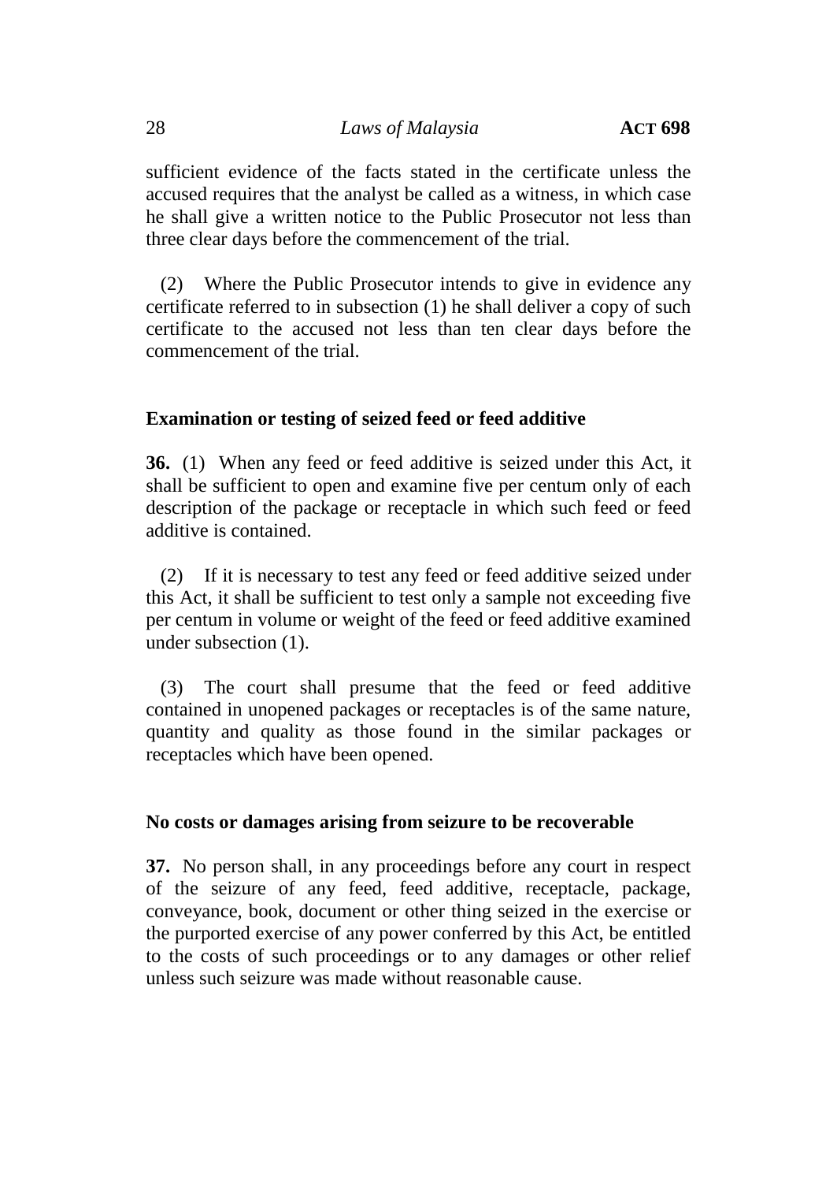sufficient evidence of the facts stated in the certificate unless the accused requires that the analyst be called as a witness, in which case he shall give a written notice to the Public Prosecutor not less than three clear days before the commencement of the trial.

(2) Where the Public Prosecutor intends to give in evidence any certificate referred to in subsection (1) he shall deliver a copy of such certificate to the accused not less than ten clear days before the commencement of the trial.

**Examination or testing of seized feed or feed additive**

**36.** (1) When any feed or feed additive is seized under this Act, it shall be sufficient to open and examine five per centum only of each description of the package or receptacle in which such feed or feed additive is contained.

(2) If it is necessary to test any feed or feed additive seized under this Act, it shall be sufficient to test only a sample not exceeding five per centum in volume or weight of the feed or feed additive examined under subsection (1).

(3) The court shall presume that the feed or feed additive contained in unopened packages or receptacles is of the same nature, quantity and quality as those found in the similar packages or receptacles which have been opened.

**No costs or damages arising from seizure to be recoverable**

**37.** No person shall, in any proceedings before any court in respect of the seizure of any feed, feed additive, receptacle, package, conveyance, book, document or other thing seized in the exercise or the purported exercise of any power conferred by this Act, be entitled to the costs of such proceedings or to any damages or other relief unless such seizure was made without reasonable cause.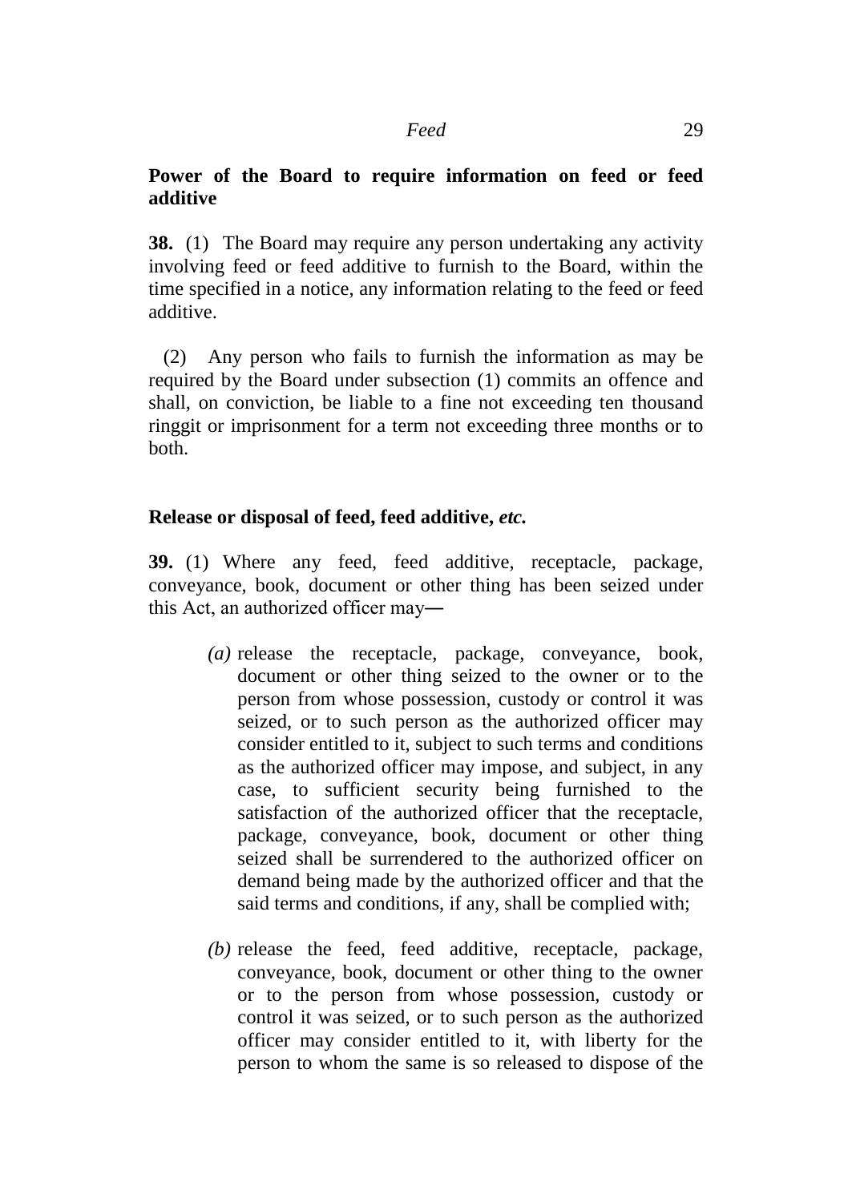**Power of the Board to require information on feed or feed additive**

**38.** (1) The Board may require any person undertaking any activity involving feed or feed additive to furnish to the Board, within the time specified in a notice, any information relating to the feed or feed additive.

(2) Any person who fails to furnish the information as may be required by the Board under subsection (1) commits an offence and shall, on conviction, be liable to a fine not exceeding ten thousand ringgit or imprisonment for a term not exceeding three months or to both.

**Release or disposal of feed, feed additive, *etc.***

**39.** (1) Where any feed, feed additive, receptacle, package, conveyance, book, document or other thing has been seized under this Act, an authorized officer may―

*(a)* release the receptacle, package, conveyance, book, document or other thing seized to the owner or to the person from whose possession, custody or control it was seized, or to such person as the authorized officer may consider entitled to it, subject to such terms and conditions as the authorized officer may impose, and subject, in any case, to sufficient security being furnished to the satisfaction of the authorized officer that the receptacle, package, conveyance, book, document or other thing seized shall be surrendered to the authorized officer on demand being made by the authorized officer and that the said terms and conditions, if any, shall be complied with;

*(b)* release the feed, feed additive, receptacle, package, conveyance, book, document or other thing to the owner or to the person from whose possession, custody or control it was seized, or to such person as the authorized officer may consider entitled to it, with liberty for the person to whom the same is so released to dispose of the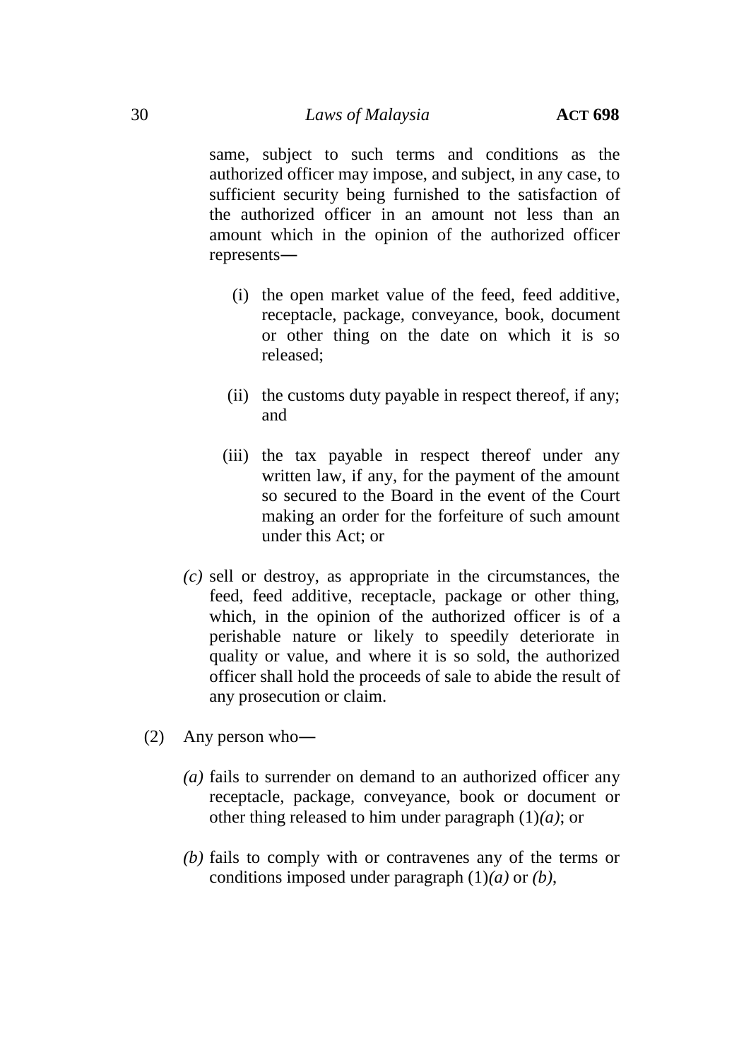same, subject to such terms and conditions as the authorized officer may impose, and subject, in any case, to sufficient security being furnished to the satisfaction of the authorized officer in an amount not less than an amount which in the opinion of the authorized officer represents—

(i) the open market value of the feed, feed additive, receptacle, package, conveyance, book, document or other thing on the date on which it is so released;

(ii) the customs duty payable in respect thereof, if any; and

(iii) the tax payable in respect thereof under any written law, if any, for the payment of the amount so secured to the Board in the event of the Court making an order for the forfeiture of such amount under this Act; or

*(c)* sell or destroy, as appropriate in the circumstances, the feed, feed additive, receptacle, package or other thing, which, in the opinion of the authorized officer is of a perishable nature or likely to speedily deteriorate in quality or value, and where it is so sold, the authorized officer shall hold the proceeds of sale to abide the result of any prosecution or claim.

(2) Any person who—

*(a)* fails to surrender on demand to an authorized officer any receptacle, package, conveyance, book or document or other thing released to him under paragraph (1)*(a)*; or

*(b)* fails to comply with or contravenes any of the terms or conditions imposed under paragraph (1)*(a)* or *(b)*,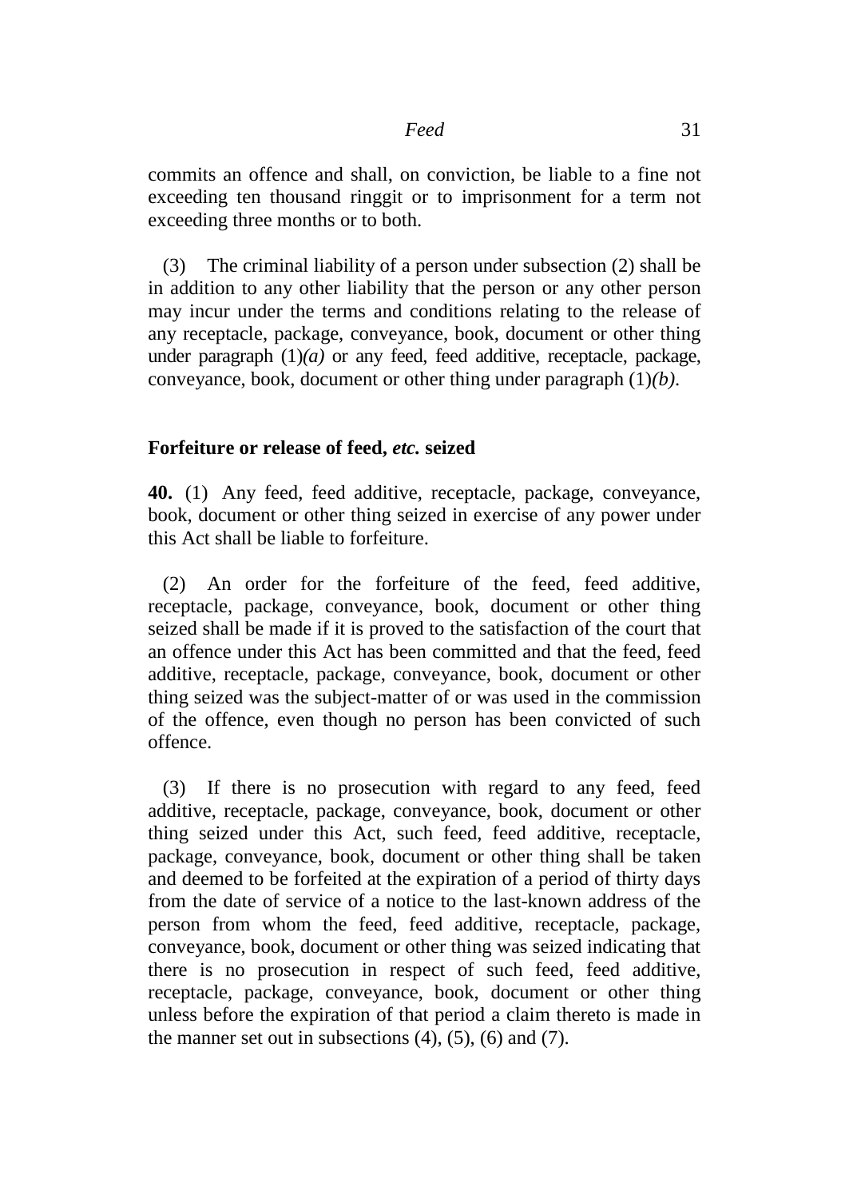commits an offence and shall, on conviction, be liable to a fine not exceeding ten thousand ringgit or to imprisonment for a term not exceeding three months or to both.

(3) The criminal liability of a person under subsection (2) shall be in addition to any other liability that the person or any other person may incur under the terms and conditions relating to the release of any receptacle, package, conveyance, book, document or other thing under paragraph (1)*(a)* or any feed, feed additive, receptacle, package, conveyance, book, document or other thing under paragraph (1)*(b)*.

**Forfeiture or release of feed, *etc.* seized**

**40.** (1) Any feed, feed additive, receptacle, package, conveyance, book, document or other thing seized in exercise of any power under this Act shall be liable to forfeiture.

(2) An order for the forfeiture of the feed, feed additive, receptacle, package, conveyance, book, document or other thing seized shall be made if it is proved to the satisfaction of the court that an offence under this Act has been committed and that the feed, feed additive, receptacle, package, conveyance, book, document or other thing seized was the subject-matter of or was used in the commission of the offence, even though no person has been convicted of such offence.

(3) If there is no prosecution with regard to any feed, feed additive, receptacle, package, conveyance, book, document or other thing seized under this Act, such feed, feed additive, receptacle, package, conveyance, book, document or other thing shall be taken and deemed to be forfeited at the expiration of a period of thirty days from the date of service of a notice to the last-known address of the person from whom the feed, feed additive, receptacle, package, conveyance, book, document or other thing was seized indicating that there is no prosecution in respect of such feed, feed additive, receptacle, package, conveyance, book, document or other thing unless before the expiration of that period a claim thereto is made in the manner set out in subsections (4), (5), (6) and (7).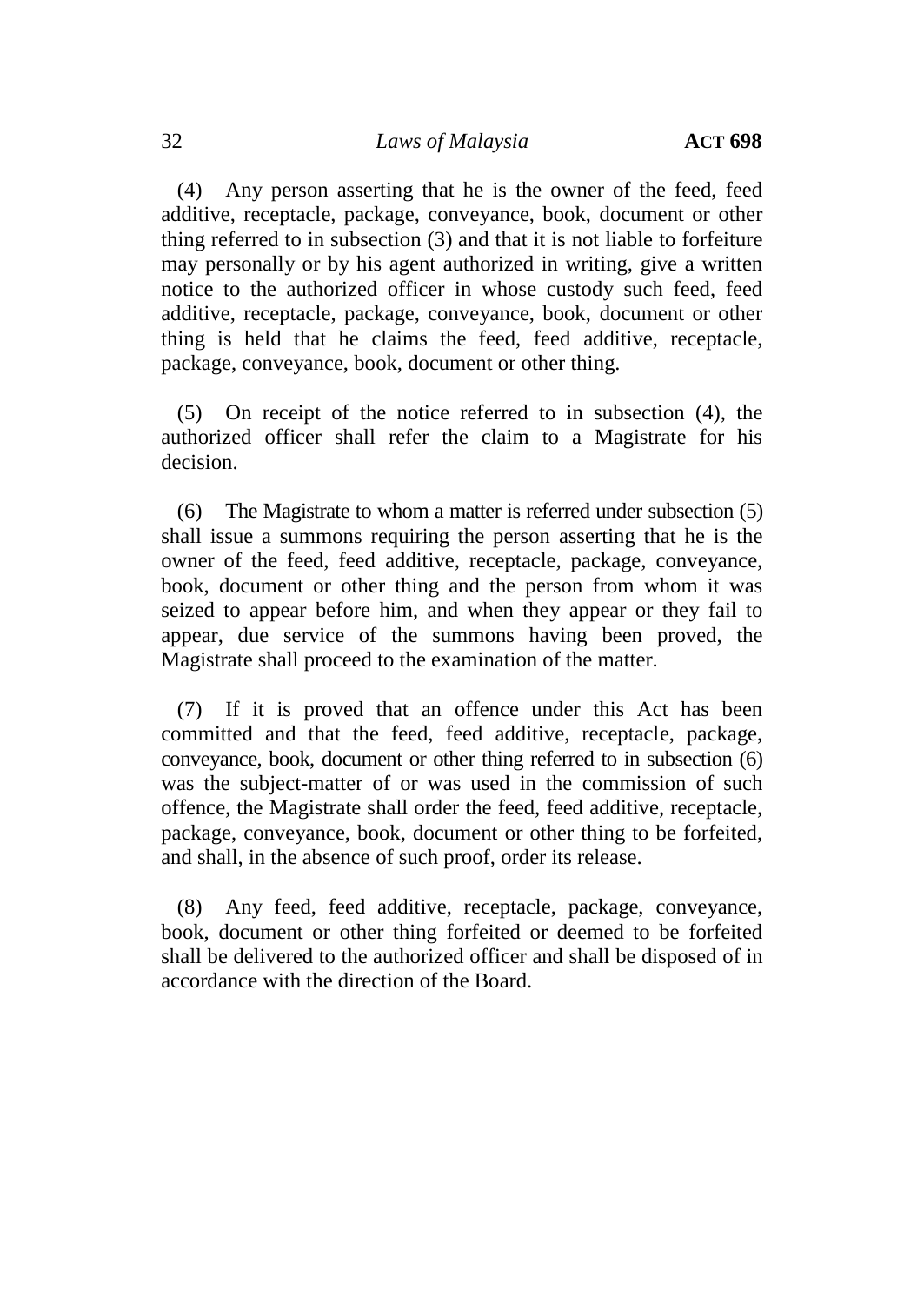(4) Any person asserting that he is the owner of the feed, feed additive, receptacle, package, conveyance, book, document or other thing referred to in subsection (3) and that it is not liable to forfeiture may personally or by his agent authorized in writing, give a written notice to the authorized officer in whose custody such feed, feed additive, receptacle, package, conveyance, book, document or other thing is held that he claims the feed, feed additive, receptacle, package, conveyance, book, document or other thing.

(5) On receipt of the notice referred to in subsection (4), the authorized officer shall refer the claim to a Magistrate for his decision.

(6) The Magistrate to whom a matter is referred under subsection (5) shall issue a summons requiring the person asserting that he is the owner of the feed, feed additive, receptacle, package, conveyance, book, document or other thing and the person from whom it was seized to appear before him, and when they appear or they fail to appear, due service of the summons having been proved, the Magistrate shall proceed to the examination of the matter.

(7) If it is proved that an offence under this Act has been committed and that the feed, feed additive, receptacle, package, conveyance, book, document or other thing referred to in subsection (6) was the subject-matter of or was used in the commission of such offence, the Magistrate shall order the feed, feed additive, receptacle, package, conveyance, book, document or other thing to be forfeited, and shall, in the absence of such proof, order its release.

(8) Any feed, feed additive, receptacle, package, conveyance, book, document or other thing forfeited or deemed to be forfeited shall be delivered to the authorized officer and shall be disposed of in accordance with the direction of the Board.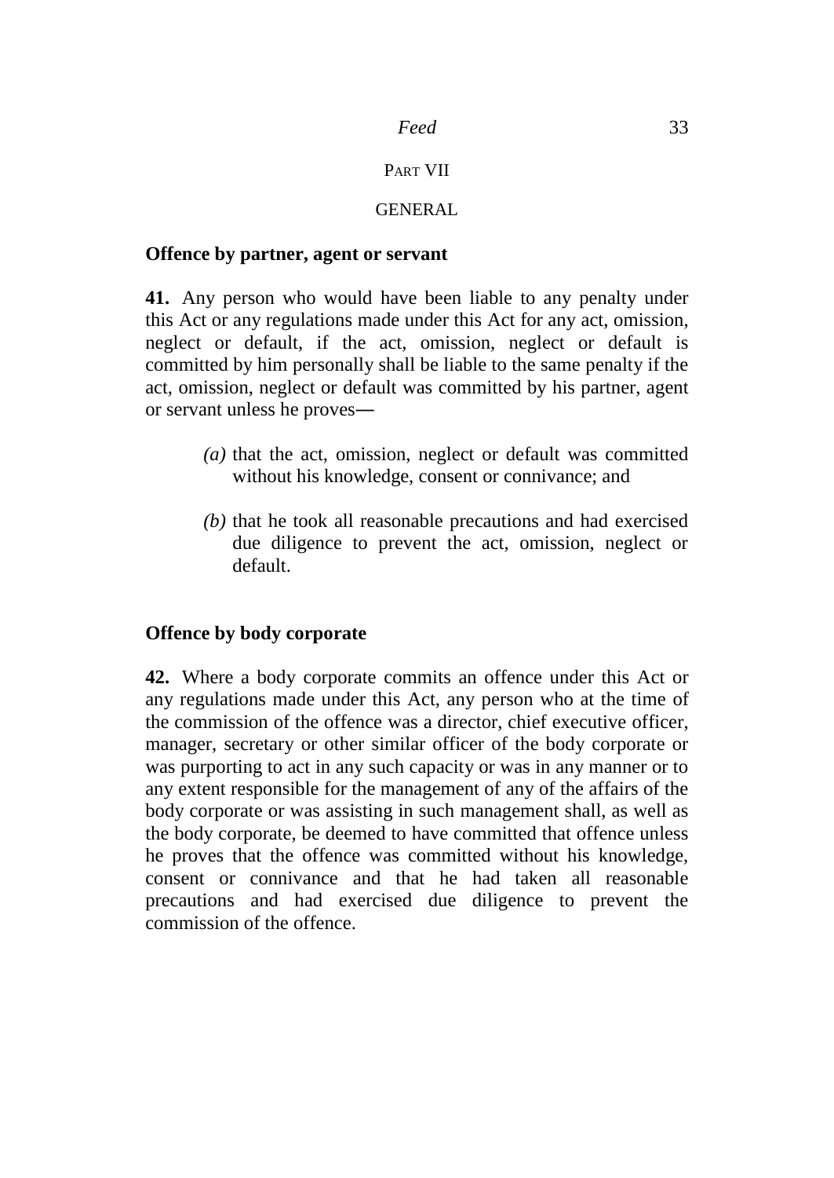PART VII

GENERAL

**Offence by partner, agent or servant**

**41.** Any person who would have been liable to any penalty under this Act or any regulations made under this Act for any act, omission, neglect or default, if the act, omission, neglect or default is committed by him personally shall be liable to the same penalty if the act, omission, neglect or default was committed by his partner, agent or servant unless he proves—

*(a)* that the act, omission, neglect or default was committed without his knowledge, consent or connivance; and

*(b)* that he took all reasonable precautions and had exercised due diligence to prevent the act, omission, neglect or default.

**Offence by body corporate**

**42.** Where a body corporate commits an offence under this Act or any regulations made under this Act, any person who at the time of the commission of the offence was a director, chief executive officer, manager, secretary or other similar officer of the body corporate or was purporting to act in any such capacity or was in any manner or to any extent responsible for the management of any of the affairs of the body corporate or was assisting in such management shall, as well as the body corporate, be deemed to have committed that offence unless he proves that the offence was committed without his knowledge, consent or connivance and that he had taken all reasonable precautions and had exercised due diligence to prevent the commission of the offence.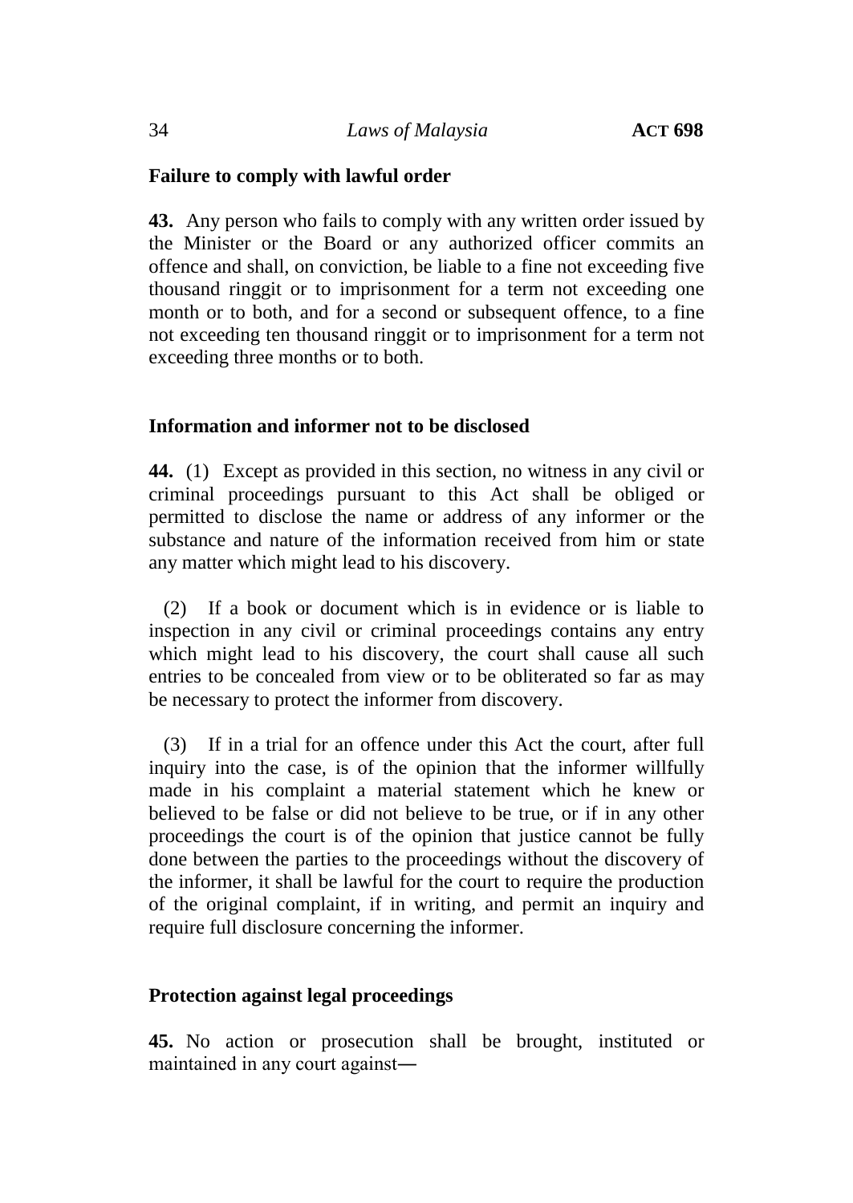**Failure to comply with lawful order**

**43.** Any person who fails to comply with any written order issued by the Minister or the Board or any authorized officer commits an offence and shall, on conviction, be liable to a fine not exceeding five thousand ringgit or to imprisonment for a term not exceeding one month or to both, and for a second or subsequent offence, to a fine not exceeding ten thousand ringgit or to imprisonment for a term not exceeding three months or to both.

**Information and informer not to be disclosed**

**44.** (1) Except as provided in this section, no witness in any civil or criminal proceedings pursuant to this Act shall be obliged or permitted to disclose the name or address of any informer or the substance and nature of the information received from him or state any matter which might lead to his discovery.

(2) If a book or document which is in evidence or is liable to inspection in any civil or criminal proceedings contains any entry which might lead to his discovery, the court shall cause all such entries to be concealed from view or to be obliterated so far as may be necessary to protect the informer from discovery.

(3) If in a trial for an offence under this Act the court, after full inquiry into the case, is of the opinion that the informer willfully made in his complaint a material statement which he knew or believed to be false or did not believe to be true, or if in any other proceedings the court is of the opinion that justice cannot be fully done between the parties to the proceedings without the discovery of the informer, it shall be lawful for the court to require the production of the original complaint, if in writing, and permit an inquiry and require full disclosure concerning the informer.

**Protection against legal proceedings**

**45.** No action or prosecution shall be brought, instituted or maintained in any court against—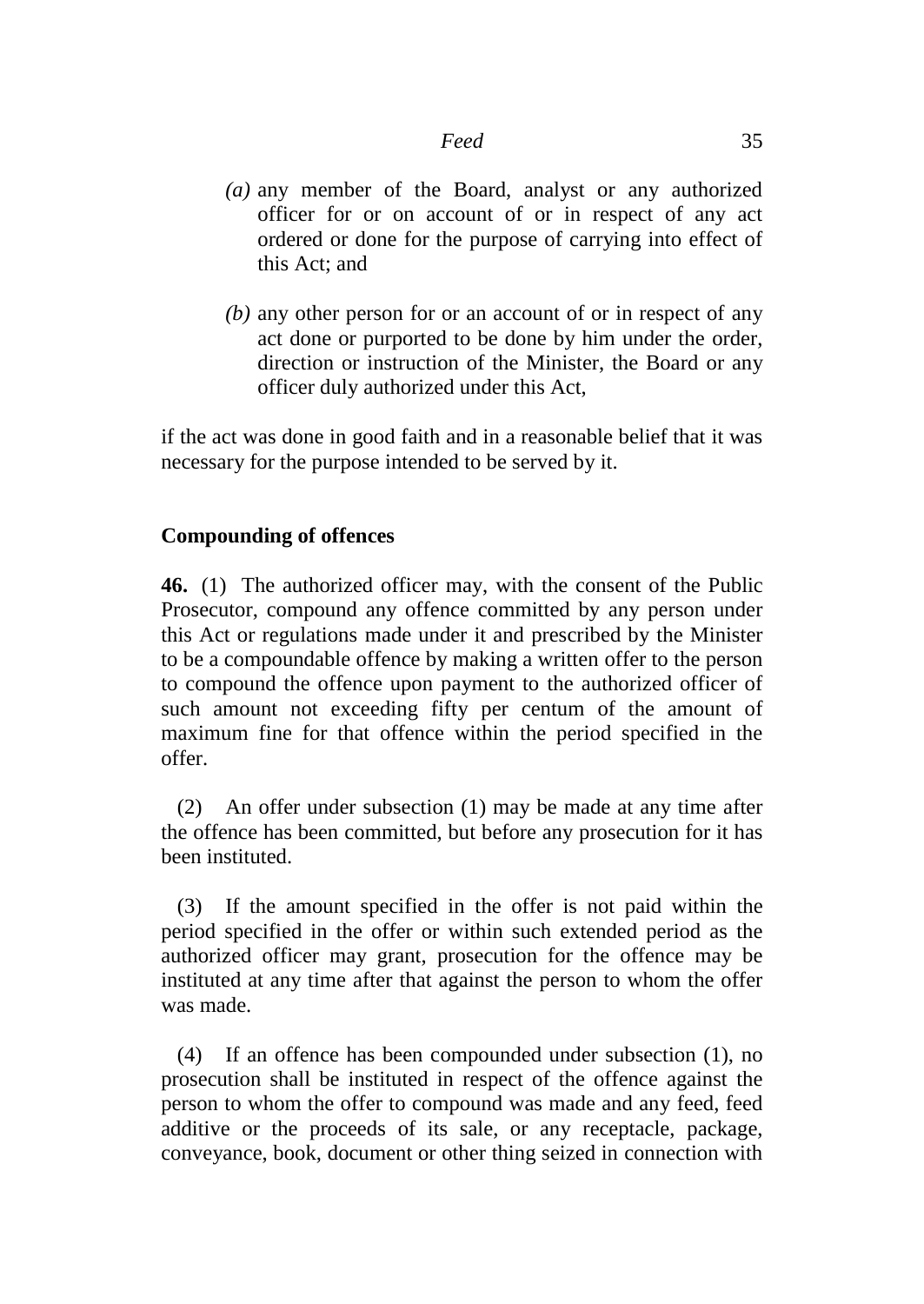*(a)* any member of the Board, analyst or any authorized officer for or on account of or in respect of any act ordered or done for the purpose of carrying into effect of this Act; and

*(b)* any other person for or an account of or in respect of any act done or purported to be done by him under the order, direction or instruction of the Minister, the Board or any officer duly authorized under this Act,

if the act was done in good faith and in a reasonable belief that it was necessary for the purpose intended to be served by it.

**Compounding of offences**

**46.** (1) The authorized officer may, with the consent of the Public Prosecutor, compound any offence committed by any person under this Act or regulations made under it and prescribed by the Minister to be a compoundable offence by making a written offer to the person to compound the offence upon payment to the authorized officer of such amount not exceeding fifty per centum of the amount of maximum fine for that offence within the period specified in the offer.

(2) An offer under subsection (1) may be made at any time after the offence has been committed, but before any prosecution for it has been instituted.

(3) If the amount specified in the offer is not paid within the period specified in the offer or within such extended period as the authorized officer may grant, prosecution for the offence may be instituted at any time after that against the person to whom the offer was made.

(4) If an offence has been compounded under subsection (1), no prosecution shall be instituted in respect of the offence against the person to whom the offer to compound was made and any feed, feed additive or the proceeds of its sale, or any receptacle, package, conveyance, book, document or other thing seized in connection with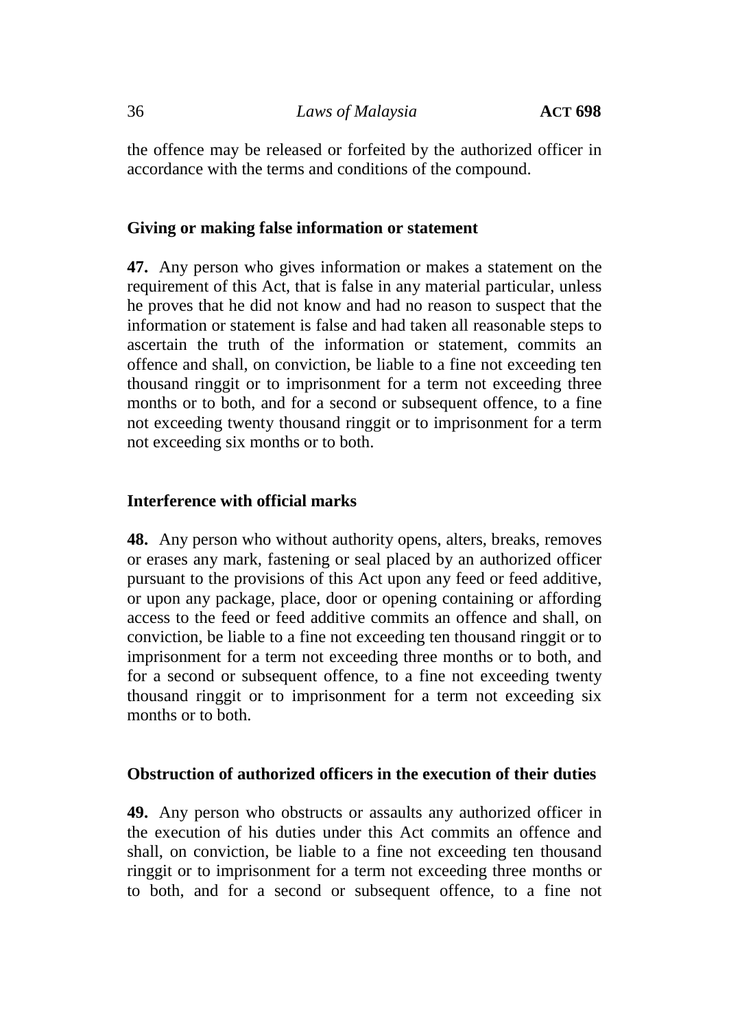the offence may be released or forfeited by the authorized officer in accordance with the terms and conditions of the compound.

**Giving or making false information or statement**

**47.** Any person who gives information or makes a statement on the requirement of this Act, that is false in any material particular, unless he proves that he did not know and had no reason to suspect that the information or statement is false and had taken all reasonable steps to ascertain the truth of the information or statement, commits an offence and shall, on conviction, be liable to a fine not exceeding ten thousand ringgit or to imprisonment for a term not exceeding three months or to both, and for a second or subsequent offence, to a fine not exceeding twenty thousand ringgit or to imprisonment for a term not exceeding six months or to both.

**Interference with official marks**

**48.** Any person who without authority opens, alters, breaks, removes or erases any mark, fastening or seal placed by an authorized officer pursuant to the provisions of this Act upon any feed or feed additive, or upon any package, place, door or opening containing or affording access to the feed or feed additive commits an offence and shall, on conviction, be liable to a fine not exceeding ten thousand ringgit or to imprisonment for a term not exceeding three months or to both, and for a second or subsequent offence, to a fine not exceeding twenty thousand ringgit or to imprisonment for a term not exceeding six months or to both.

**Obstruction of authorized officers in the execution of their duties**

**49.** Any person who obstructs or assaults any authorized officer in the execution of his duties under this Act commits an offence and shall, on conviction, be liable to a fine not exceeding ten thousand ringgit or to imprisonment for a term not exceeding three months or to both, and for a second or subsequent offence, to a fine not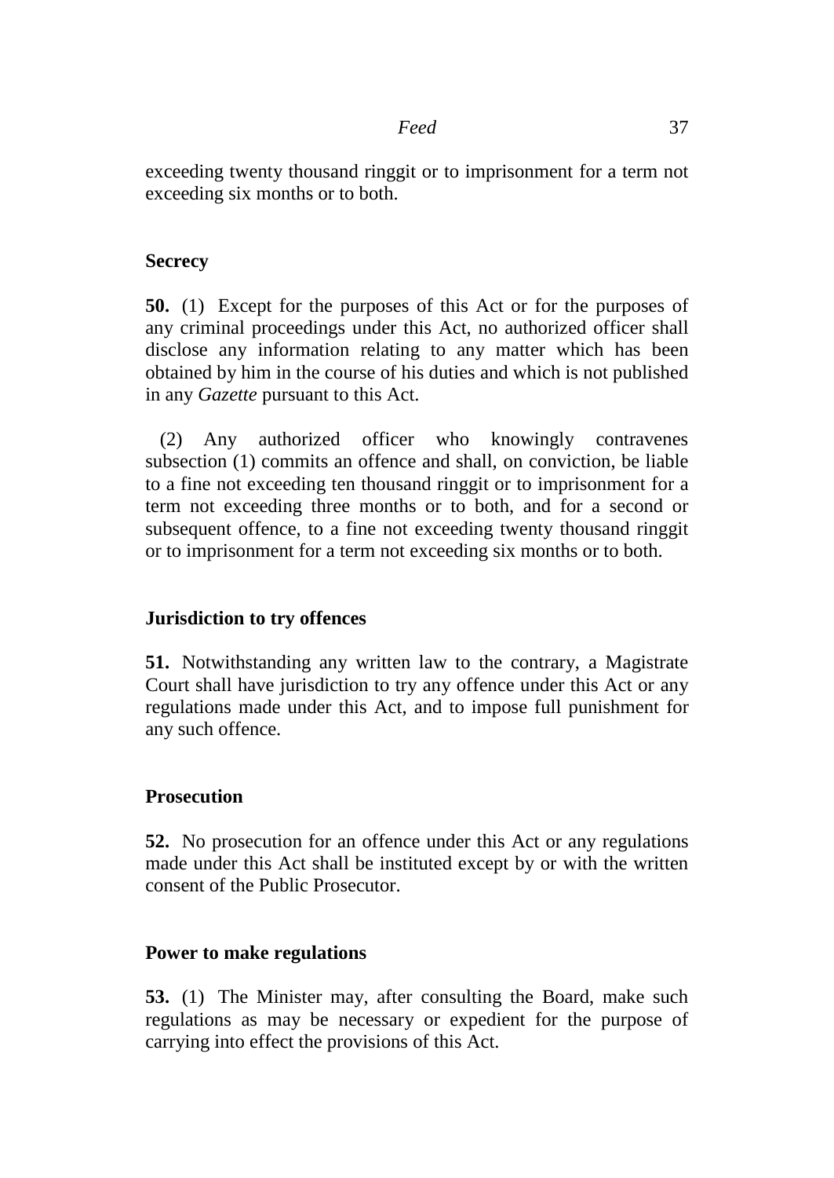exceeding twenty thousand ringgit or to imprisonment for a term not exceeding six months or to both.

### Secrecy

**50.** (1) Except for the purposes of this Act or for the purposes of any criminal proceedings under this Act, no authorized officer shall disclose any information relating to any matter which has been obtained by him in the course of his duties and which is not published in any *Gazette* pursuant to this Act.

(2) Any authorized officer who knowingly contravenes subsection (1) commits an offence and shall, on conviction, be liable to a fine not exceeding ten thousand ringgit or to imprisonment for a term not exceeding three months or to both, and for a second or subsequent offence, to a fine not exceeding twenty thousand ringgit or to imprisonment for a term not exceeding six months or to both.

### Jurisdiction to try offences

**51.** Notwithstanding any written law to the contrary, a Magistrate Court shall have jurisdiction to try any offence under this Act or any regulations made under this Act, and to impose full punishment for any such offence.

### Prosecution

**52.** No prosecution for an offence under this Act or any regulations made under this Act shall be instituted except by or with the written consent of the Public Prosecutor.

### Power to make regulations

**53.** (1) The Minister may, after consulting the Board, make such regulations as may be necessary or expedient for the purpose of carrying into effect the provisions of this Act.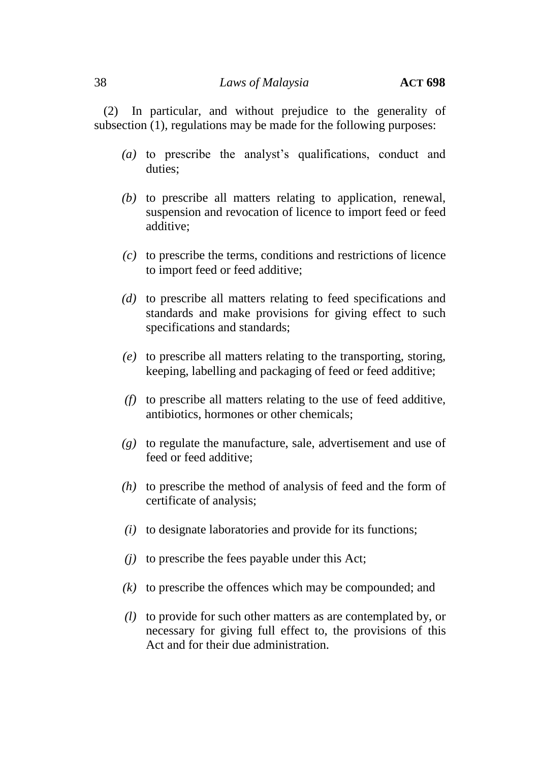(2) In particular, and without prejudice to the generality of subsection (1), regulations may be made for the following purposes:

*(a)* to prescribe the analyst's qualifications, conduct and duties;

*(b)* to prescribe all matters relating to application, renewal, suspension and revocation of licence to import feed or feed additive;

*(c)* to prescribe the terms, conditions and restrictions of licence to import feed or feed additive;

*(d)* to prescribe all matters relating to feed specifications and standards and make provisions for giving effect to such specifications and standards;

*(e)* to prescribe all matters relating to the transporting, storing, keeping, labelling and packaging of feed or feed additive;

*(f)* to prescribe all matters relating to the use of feed additive, antibiotics, hormones or other chemicals;

*(g)* to regulate the manufacture, sale, advertisement and use of feed or feed additive;

*(h)* to prescribe the method of analysis of feed and the form of certificate of analysis;

*(i)* to designate laboratories and provide for its functions;

*(j)* to prescribe the fees payable under this Act;

*(k)* to prescribe the offences which may be compounded; and

*(l)* to provide for such other matters as are contemplated by, or necessary for giving full effect to, the provisions of this Act and for their due administration.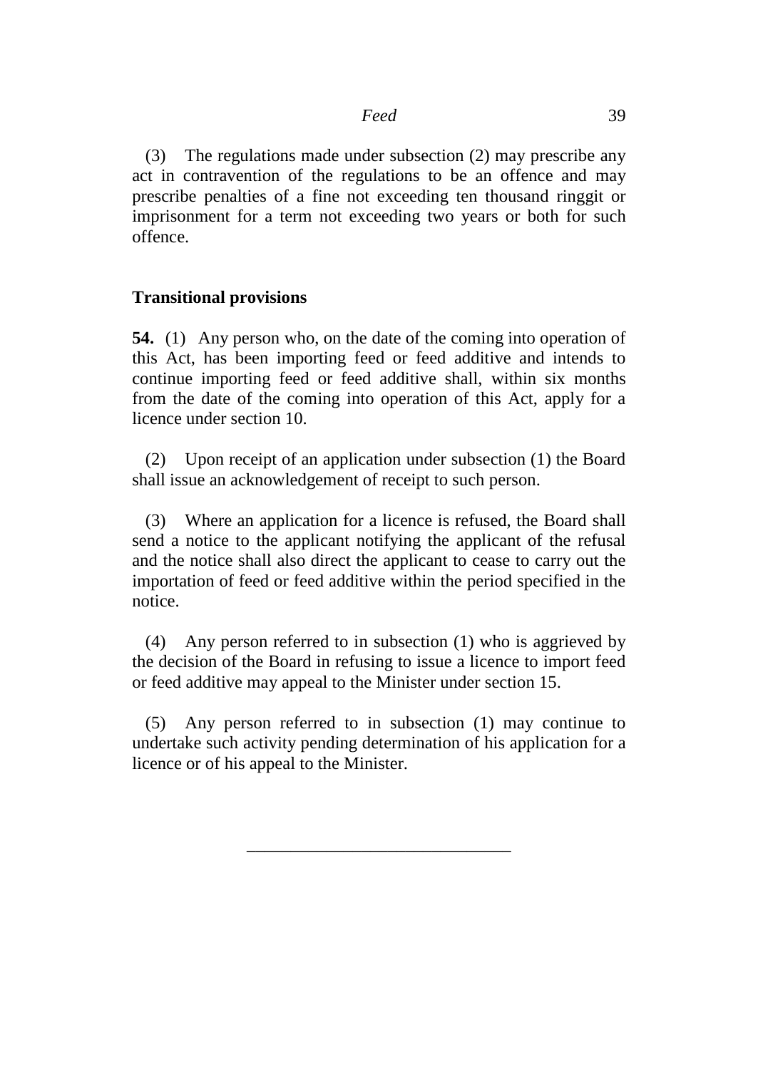(3) The regulations made under subsection (2) may prescribe any act in contravention of the regulations to be an offence and may prescribe penalties of a fine not exceeding ten thousand ringgit or imprisonment for a term not exceeding two years or both for such offence.

**Transitional provisions**

**54.** (1) Any person who, on the date of the coming into operation of this Act, has been importing feed or feed additive and intends to continue importing feed or feed additive shall, within six months from the date of the coming into operation of this Act, apply for a licence under section 10.

(2) Upon receipt of an application under subsection (1) the Board shall issue an acknowledgement of receipt to such person.

(3) Where an application for a licence is refused, the Board shall send a notice to the applicant notifying the applicant of the refusal and the notice shall also direct the applicant to cease to carry out the importation of feed or feed additive within the period specified in the notice.

(4) Any person referred to in subsection (1) who is aggrieved by the decision of the Board in refusing to issue a licence to import feed or feed additive may appeal to the Minister under section 15.

(5) Any person referred to in subsection (1) may continue to undertake such activity pending determination of his application for a licence or of his appeal to the Minister.

---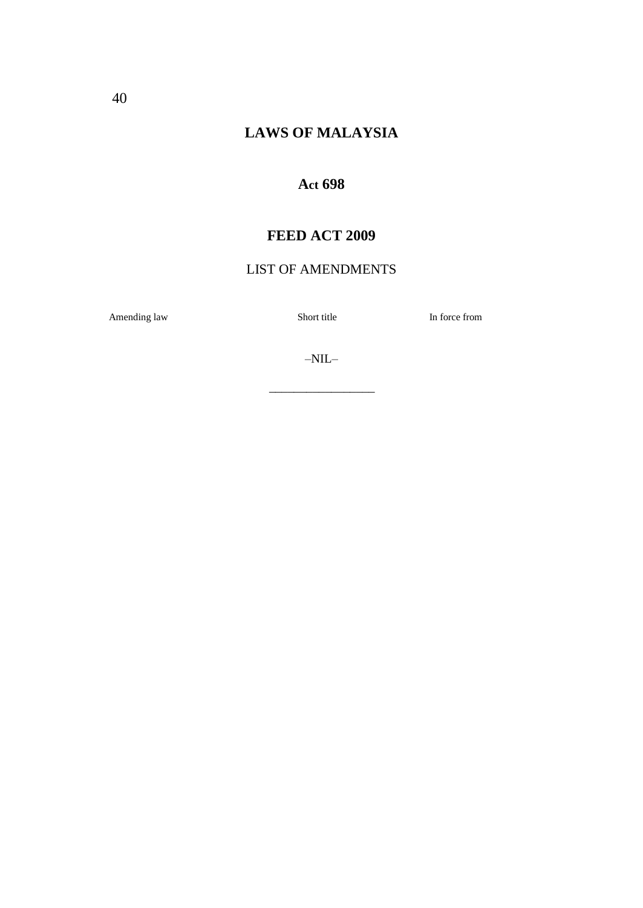# LAWS OF MALAYSIA

## Act 698

## FEED ACT 2009

LIST OF AMENDMENTS

| Amending law | Short title | In force from |
|---|---|---|

–NIL–

___________________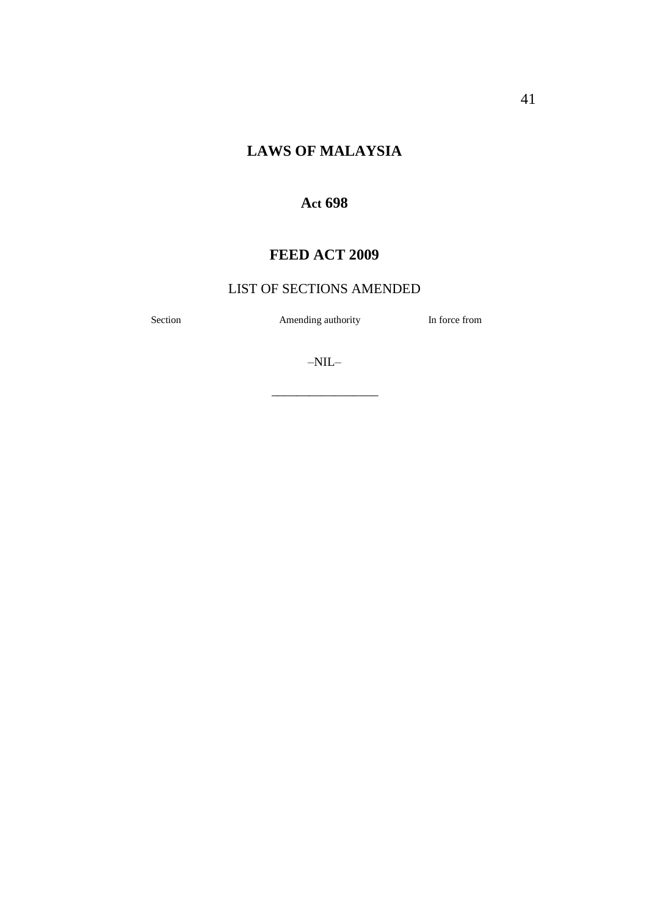# LAWS OF MALAYSIA

## Act 698

## FEED ACT 2009

LIST OF SECTIONS AMENDED

| Section | Amending authority | In force from |
|---|---|---|

–NIL–

\_\_\_\_\_\_\_\_\_\_\_\_\_\_\_\_\_\_\_\_